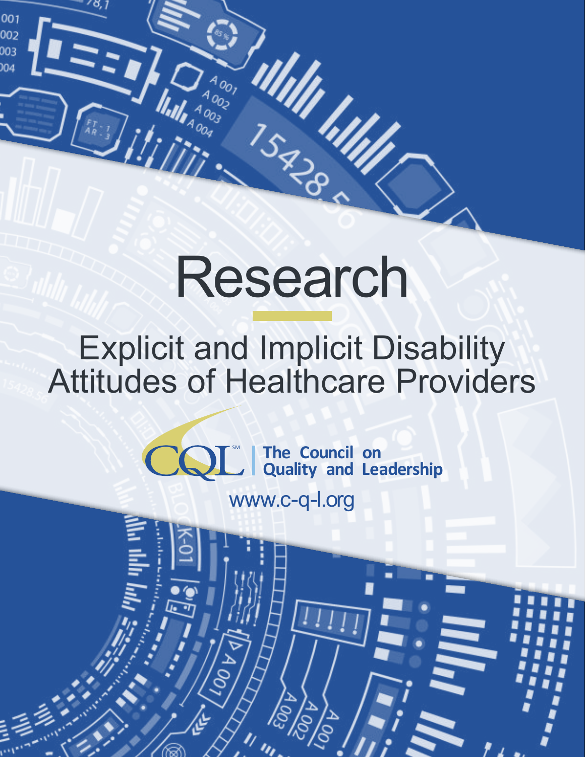# Research

## Explicit and Implicit Disability Attitudes of Healthcare Providers

CQL℠ | The Council on Quality and Leadership

www.c-q-l.org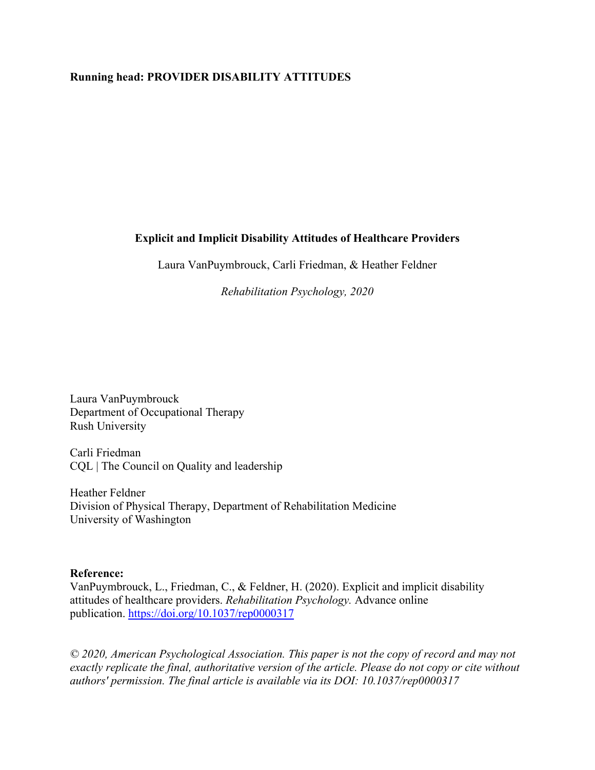**Running head: PROVIDER DISABILITY ATTITUDES**

# Explicit and Implicit Disability Attitudes of Healthcare Providers

Laura VanPuymbrouck, Carli Friedman, & Heather Feldner

*Rehabilitation Psychology, 2020*

Laura VanPuymbrouck
Department of Occupational Therapy
Rush University

Carli Friedman
CQL | The Council on Quality and leadership

Heather Feldner
Division of Physical Therapy, Department of Rehabilitation Medicine
University of Washington

**Reference:**
VanPuymbrouck, L., Friedman, C., & Feldner, H. (2020). Explicit and implicit disability attitudes of healthcare providers. *Rehabilitation Psychology.* Advance online publication. https://doi.org/10.1037/rep0000317

*© 2020, American Psychological Association. This paper is not the copy of record and may not exactly replicate the final, authoritative version of the article. Please do not copy or cite without authors' permission. The final article is available via its DOI: 10.1037/rep0000317*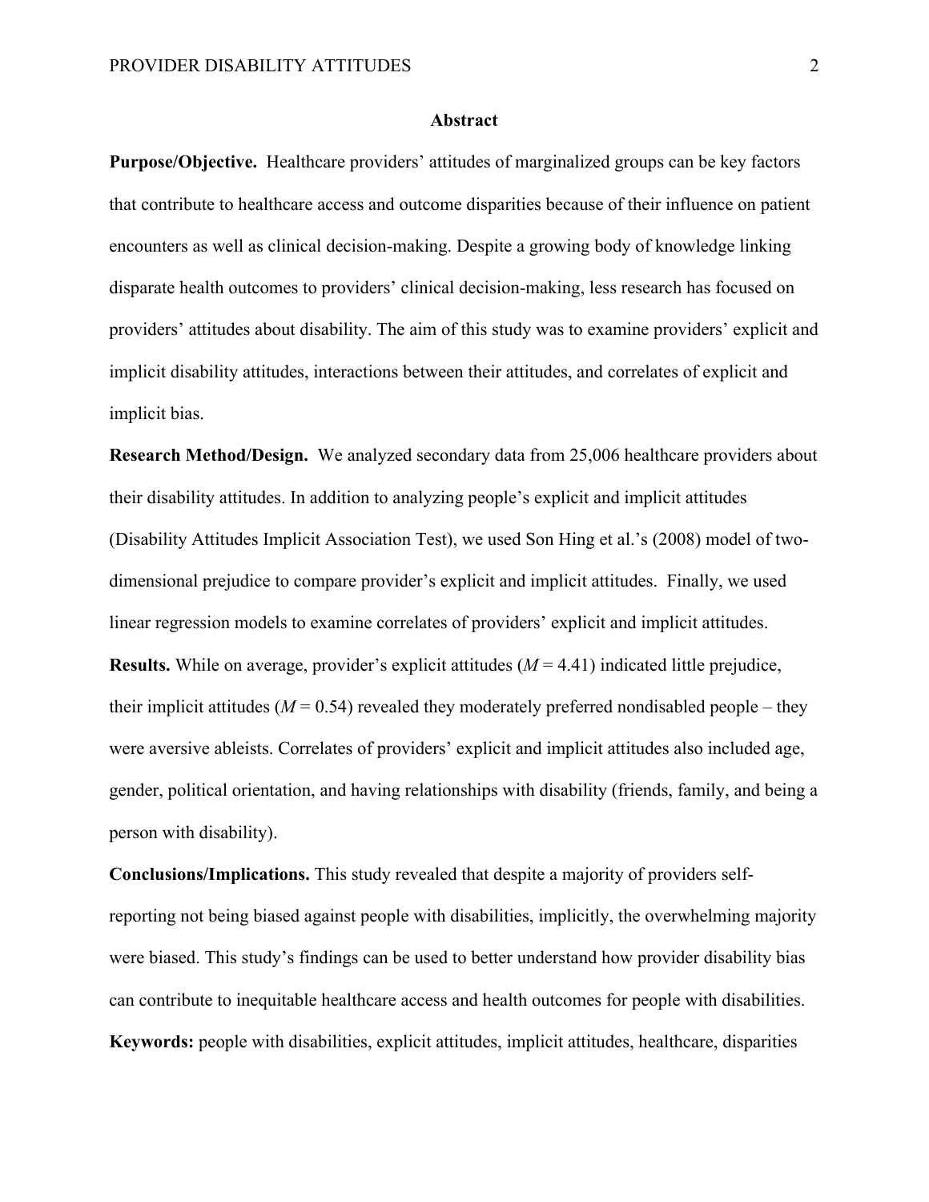## Abstract

**Purpose/Objective.** Healthcare providers' attitudes of marginalized groups can be key factors that contribute to healthcare access and outcome disparities because of their influence on patient encounters as well as clinical decision-making. Despite a growing body of knowledge linking disparate health outcomes to providers' clinical decision-making, less research has focused on providers' attitudes about disability. The aim of this study was to examine providers' explicit and implicit disability attitudes, interactions between their attitudes, and correlates of explicit and implicit bias.

**Research Method/Design.** We analyzed secondary data from 25,006 healthcare providers about their disability attitudes. In addition to analyzing people's explicit and implicit attitudes (Disability Attitudes Implicit Association Test), we used Son Hing et al.'s (2008) model of two-dimensional prejudice to compare provider's explicit and implicit attitudes. Finally, we used linear regression models to examine correlates of providers' explicit and implicit attitudes.

**Results.** While on average, provider's explicit attitudes ($M = 4.41$) indicated little prejudice, their implicit attitudes ($M = 0.54$) revealed they moderately preferred nondisabled people – they were aversive ableists. Correlates of providers' explicit and implicit attitudes also included age, gender, political orientation, and having relationships with disability (friends, family, and being a person with disability).

**Conclusions/Implications.** This study revealed that despite a majority of providers self-reporting not being biased against people with disabilities, implicitly, the overwhelming majority were biased. This study's findings can be used to better understand how provider disability bias can contribute to inequitable healthcare access and health outcomes for people with disabilities.

**Keywords:** people with disabilities, explicit attitudes, implicit attitudes, healthcare, disparities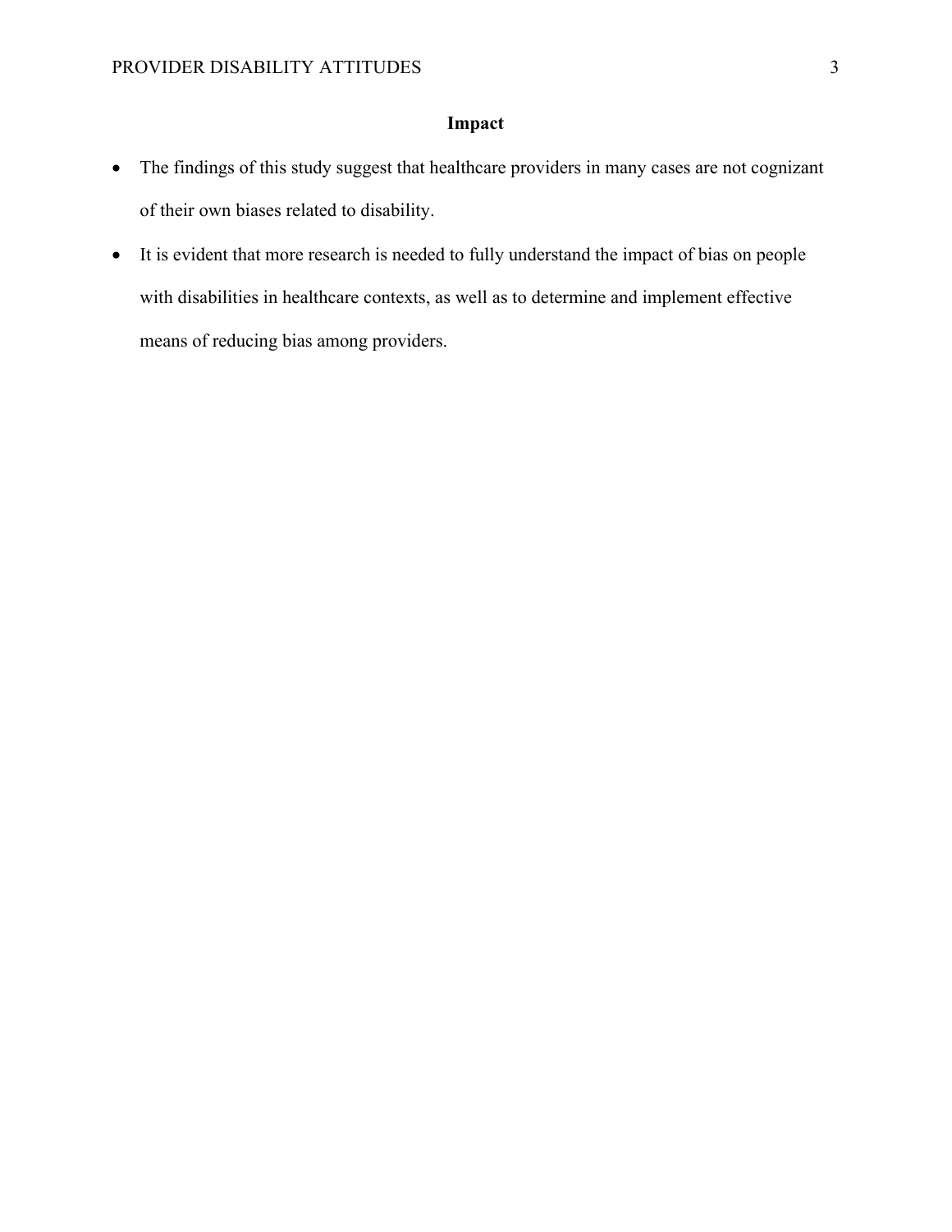## Impact

- The findings of this study suggest that healthcare providers in many cases are not cognizant of their own biases related to disability.
- It is evident that more research is needed to fully understand the impact of bias on people with disabilities in healthcare contexts, as well as to determine and implement effective means of reducing bias among providers.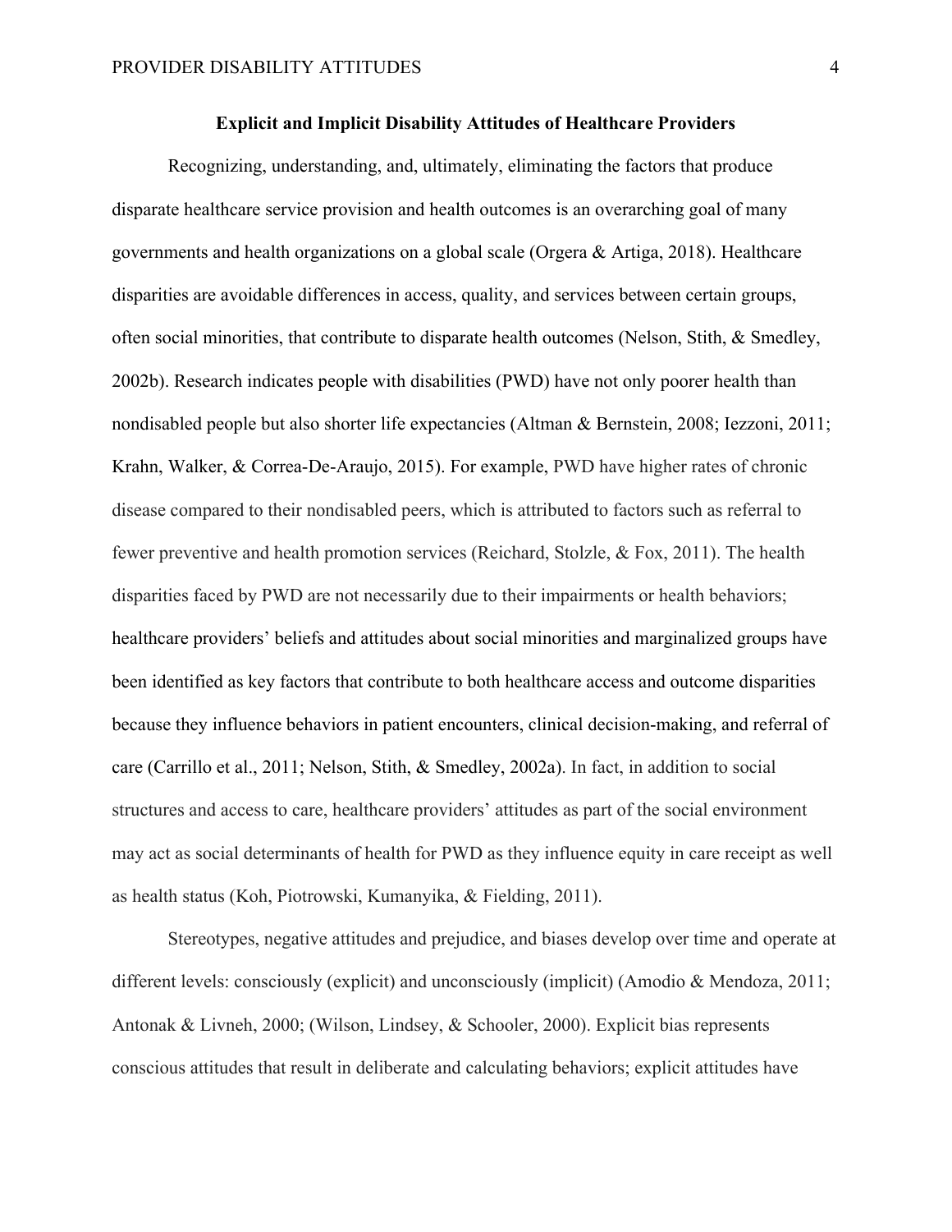## Explicit and Implicit Disability Attitudes of Healthcare Providers

Recognizing, understanding, and, ultimately, eliminating the factors that produce disparate healthcare service provision and health outcomes is an overarching goal of many governments and health organizations on a global scale (Orgera & Artiga, 2018). Healthcare disparities are avoidable differences in access, quality, and services between certain groups, often social minorities, that contribute to disparate health outcomes (Nelson, Stith, & Smedley, 2002b). Research indicates people with disabilities (PWD) have not only poorer health than nondisabled people but also shorter life expectancies (Altman & Bernstein, 2008; Iezzoni, 2011; Krahn, Walker, & Correa-De-Araujo, 2015). For example, PWD have higher rates of chronic disease compared to their nondisabled peers, which is attributed to factors such as referral to fewer preventive and health promotion services (Reichard, Stolzle, & Fox, 2011). The health disparities faced by PWD are not necessarily due to their impairments or health behaviors; healthcare providers' beliefs and attitudes about social minorities and marginalized groups have been identified as key factors that contribute to both healthcare access and outcome disparities because they influence behaviors in patient encounters, clinical decision-making, and referral of care (Carrillo et al., 2011; Nelson, Stith, & Smedley, 2002a). In fact, in addition to social structures and access to care, healthcare providers' attitudes as part of the social environment may act as social determinants of health for PWD as they influence equity in care receipt as well as health status (Koh, Piotrowski, Kumanyika, & Fielding, 2011).

Stereotypes, negative attitudes and prejudice, and biases develop over time and operate at different levels: consciously (explicit) and unconsciously (implicit) (Amodio & Mendoza, 2011; Antonak & Livneh, 2000; (Wilson, Lindsey, & Schooler, 2000). Explicit bias represents conscious attitudes that result in deliberate and calculating behaviors; explicit attitudes have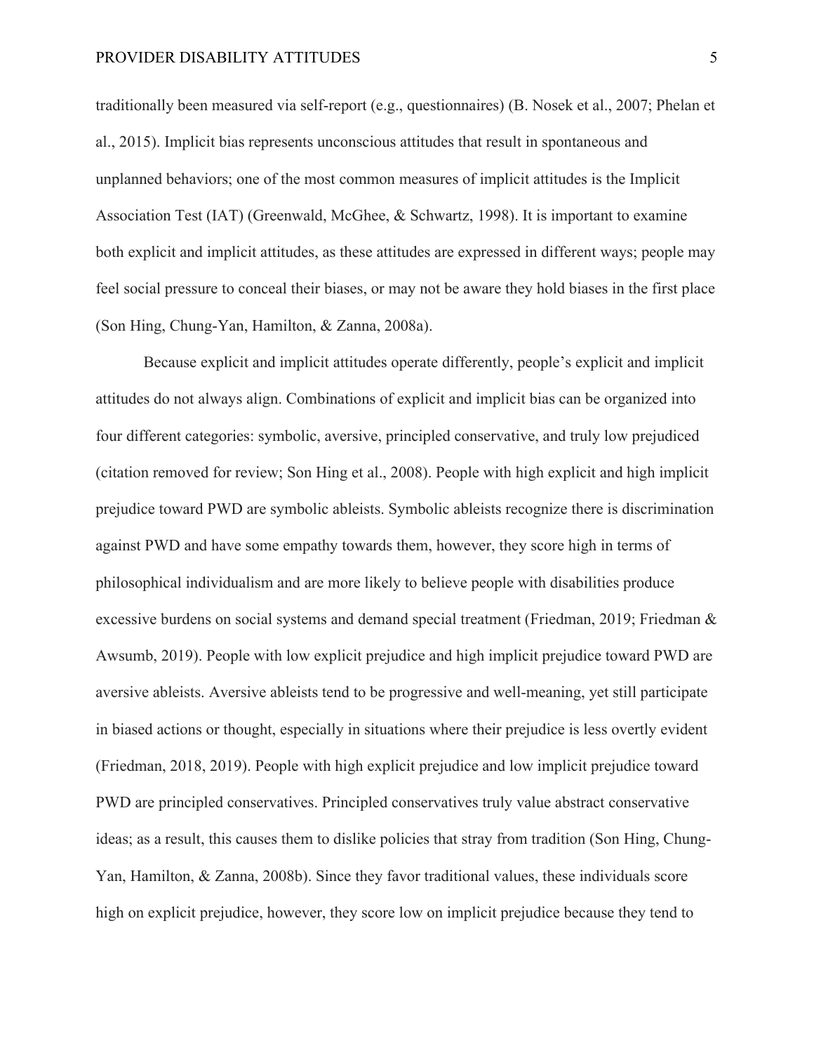traditionally been measured via self-report (e.g., questionnaires) (B. Nosek et al., 2007; Phelan et al., 2015). Implicit bias represents unconscious attitudes that result in spontaneous and unplanned behaviors; one of the most common measures of implicit attitudes is the Implicit Association Test (IAT) (Greenwald, McGhee, & Schwartz, 1998). It is important to examine both explicit and implicit attitudes, as these attitudes are expressed in different ways; people may feel social pressure to conceal their biases, or may not be aware they hold biases in the first place (Son Hing, Chung-Yan, Hamilton, & Zanna, 2008a).

Because explicit and implicit attitudes operate differently, people's explicit and implicit attitudes do not always align. Combinations of explicit and implicit bias can be organized into four different categories: symbolic, aversive, principled conservative, and truly low prejudiced (citation removed for review; Son Hing et al., 2008). People with high explicit and high implicit prejudice toward PWD are symbolic ableists. Symbolic ableists recognize there is discrimination against PWD and have some empathy towards them, however, they score high in terms of philosophical individualism and are more likely to believe people with disabilities produce excessive burdens on social systems and demand special treatment (Friedman, 2019; Friedman & Awsumb, 2019). People with low explicit prejudice and high implicit prejudice toward PWD are aversive ableists. Aversive ableists tend to be progressive and well-meaning, yet still participate in biased actions or thought, especially in situations where their prejudice is less overtly evident (Friedman, 2018, 2019). People with high explicit prejudice and low implicit prejudice toward PWD are principled conservatives. Principled conservatives truly value abstract conservative ideas; as a result, this causes them to dislike policies that stray from tradition (Son Hing, Chung-Yan, Hamilton, & Zanna, 2008b). Since they favor traditional values, these individuals score high on explicit prejudice, however, they score low on implicit prejudice because they tend to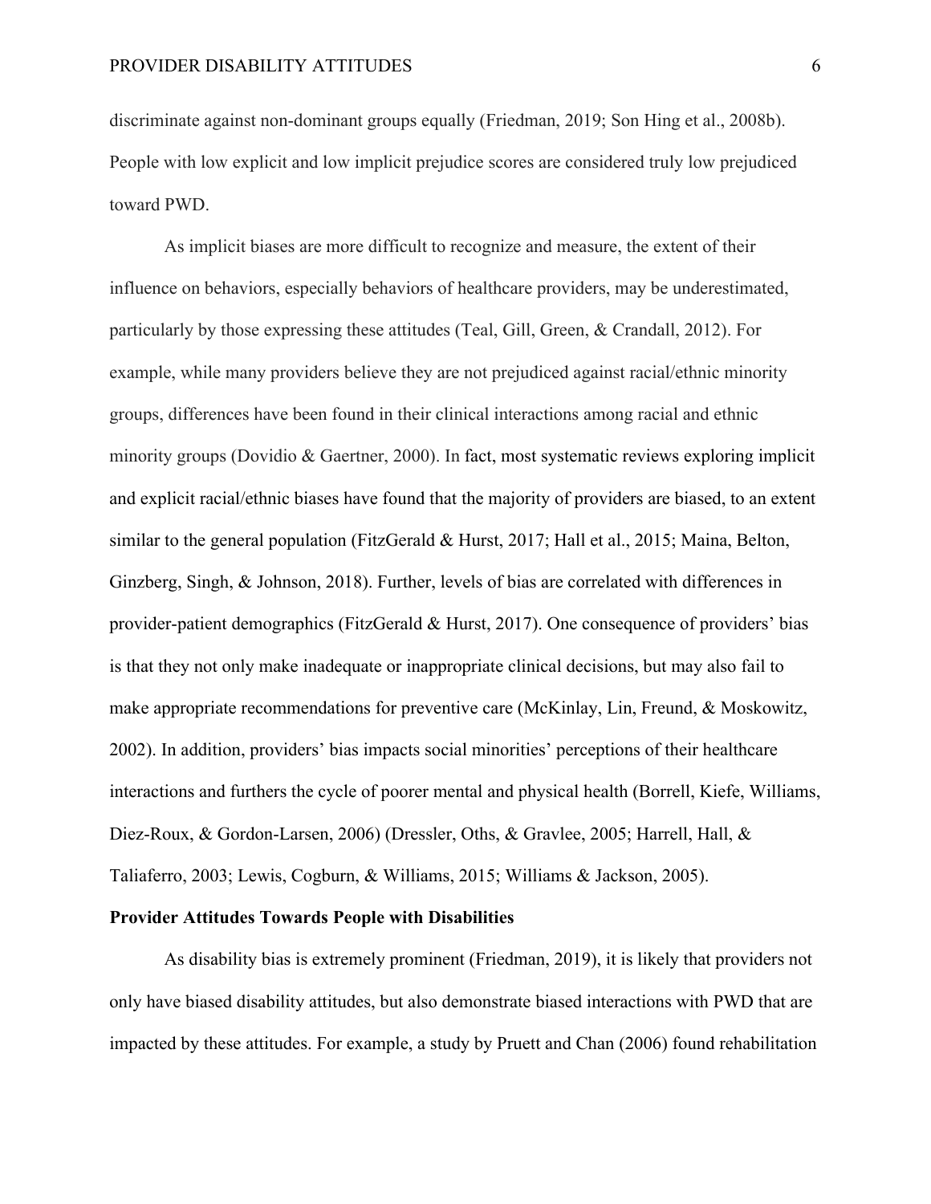discriminate against non-dominant groups equally (Friedman, 2019; Son Hing et al., 2008b). People with low explicit and low implicit prejudice scores are considered truly low prejudiced toward PWD.

As implicit biases are more difficult to recognize and measure, the extent of their influence on behaviors, especially behaviors of healthcare providers, may be underestimated, particularly by those expressing these attitudes (Teal, Gill, Green, & Crandall, 2012). For example, while many providers believe they are not prejudiced against racial/ethnic minority groups, differences have been found in their clinical interactions among racial and ethnic minority groups (Dovidio & Gaertner, 2000). In fact, most systematic reviews exploring implicit and explicit racial/ethnic biases have found that the majority of providers are biased, to an extent similar to the general population (FitzGerald & Hurst, 2017; Hall et al., 2015; Maina, Belton, Ginzberg, Singh, & Johnson, 2018). Further, levels of bias are correlated with differences in provider-patient demographics (FitzGerald & Hurst, 2017). One consequence of providers' bias is that they not only make inadequate or inappropriate clinical decisions, but may also fail to make appropriate recommendations for preventive care (McKinlay, Lin, Freund, & Moskowitz, 2002). In addition, providers' bias impacts social minorities' perceptions of their healthcare interactions and furthers the cycle of poorer mental and physical health (Borrell, Kiefe, Williams, Diez-Roux, & Gordon-Larsen, 2006) (Dressler, Oths, & Gravlee, 2005; Harrell, Hall, & Taliaferro, 2003; Lewis, Cogburn, & Williams, 2015; Williams & Jackson, 2005).

**Provider Attitudes Towards People with Disabilities**

As disability bias is extremely prominent (Friedman, 2019), it is likely that providers not only have biased disability attitudes, but also demonstrate biased interactions with PWD that are impacted by these attitudes. For example, a study by Pruett and Chan (2006) found rehabilitation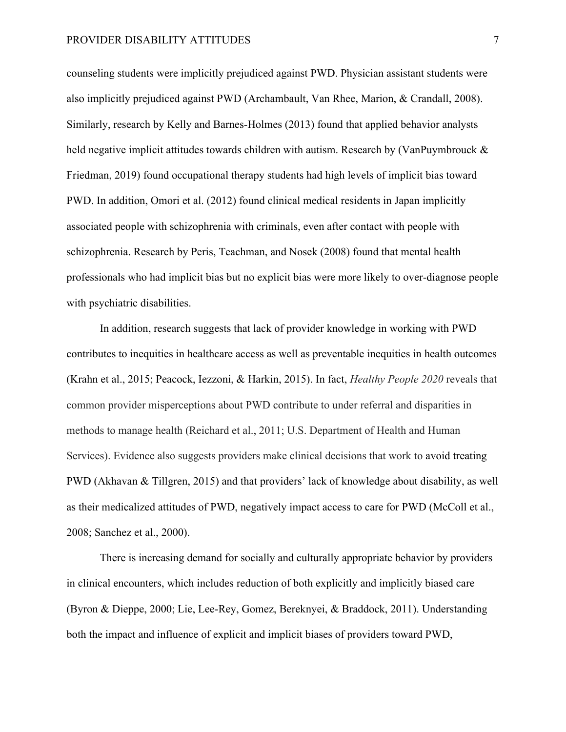counseling students were implicitly prejudiced against PWD. Physician assistant students were also implicitly prejudiced against PWD (Archambault, Van Rhee, Marion, & Crandall, 2008). Similarly, research by Kelly and Barnes-Holmes (2013) found that applied behavior analysts held negative implicit attitudes towards children with autism. Research by (VanPuymbrouck & Friedman, 2019) found occupational therapy students had high levels of implicit bias toward PWD. In addition, Omori et al. (2012) found clinical medical residents in Japan implicitly associated people with schizophrenia with criminals, even after contact with people with schizophrenia. Research by Peris, Teachman, and Nosek (2008) found that mental health professionals who had implicit bias but no explicit bias were more likely to over-diagnose people with psychiatric disabilities.

In addition, research suggests that lack of provider knowledge in working with PWD contributes to inequities in healthcare access as well as preventable inequities in health outcomes (Krahn et al., 2015; Peacock, Iezzoni, & Harkin, 2015). In fact, *Healthy People 2020* reveals that common provider misperceptions about PWD contribute to under referral and disparities in methods to manage health (Reichard et al., 2011; U.S. Department of Health and Human Services). Evidence also suggests providers make clinical decisions that work to avoid treating PWD (Akhavan & Tillgren, 2015) and that providers' lack of knowledge about disability, as well as their medicalized attitudes of PWD, negatively impact access to care for PWD (McColl et al., 2008; Sanchez et al., 2000).

There is increasing demand for socially and culturally appropriate behavior by providers in clinical encounters, which includes reduction of both explicitly and implicitly biased care (Byron & Dieppe, 2000; Lie, Lee-Rey, Gomez, Bereknyei, & Braddock, 2011). Understanding both the impact and influence of explicit and implicit biases of providers toward PWD,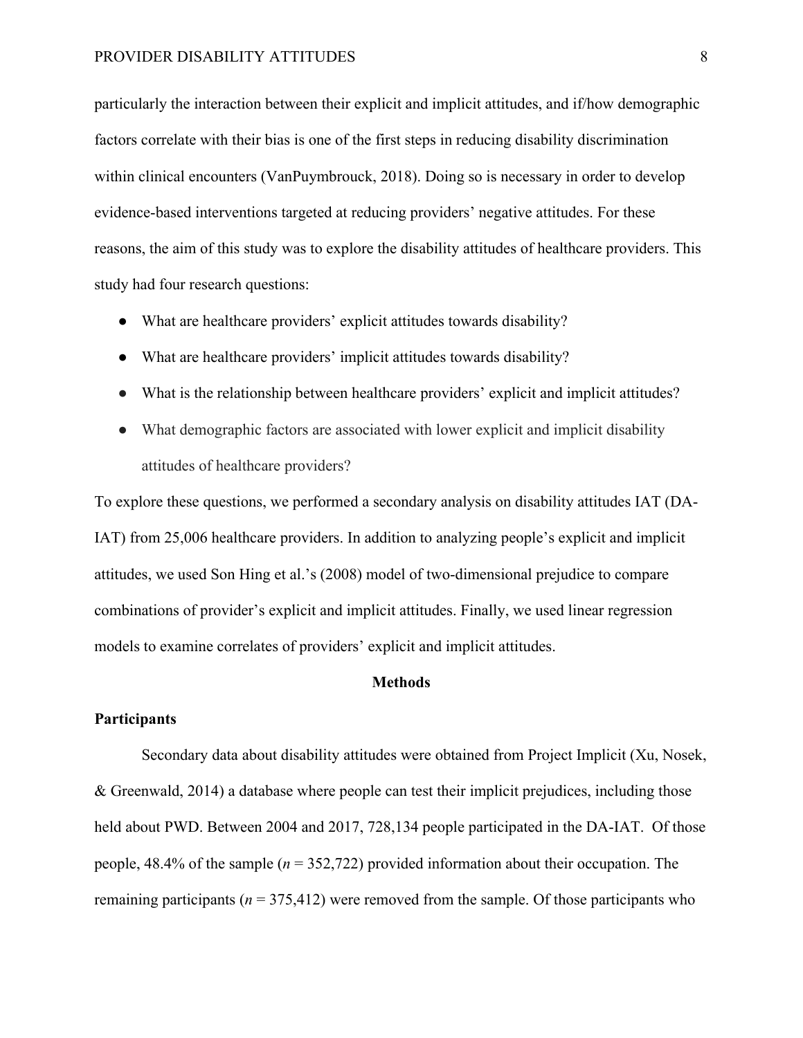particularly the interaction between their explicit and implicit attitudes, and if/how demographic factors correlate with their bias is one of the first steps in reducing disability discrimination within clinical encounters (VanPuymbrouck, 2018). Doing so is necessary in order to develop evidence-based interventions targeted at reducing providers' negative attitudes. For these reasons, the aim of this study was to explore the disability attitudes of healthcare providers. This study had four research questions:

- What are healthcare providers' explicit attitudes towards disability?
- What are healthcare providers' implicit attitudes towards disability?
- What is the relationship between healthcare providers' explicit and implicit attitudes?
- What demographic factors are associated with lower explicit and implicit disability attitudes of healthcare providers?

To explore these questions, we performed a secondary analysis on disability attitudes IAT (DA-IAT) from 25,006 healthcare providers. In addition to analyzing people's explicit and implicit attitudes, we used Son Hing et al.'s (2008) model of two-dimensional prejudice to compare combinations of provider's explicit and implicit attitudes. Finally, we used linear regression models to examine correlates of providers' explicit and implicit attitudes.

## Methods

### Participants

Secondary data about disability attitudes were obtained from Project Implicit (Xu, Nosek, & Greenwald, 2014) a database where people can test their implicit prejudices, including those held about PWD. Between 2004 and 2017, 728,134 people participated in the DA-IAT. Of those people, 48.4% of the sample (*n* = 352,722) provided information about their occupation. The remaining participants (*n* = 375,412) were removed from the sample. Of those participants who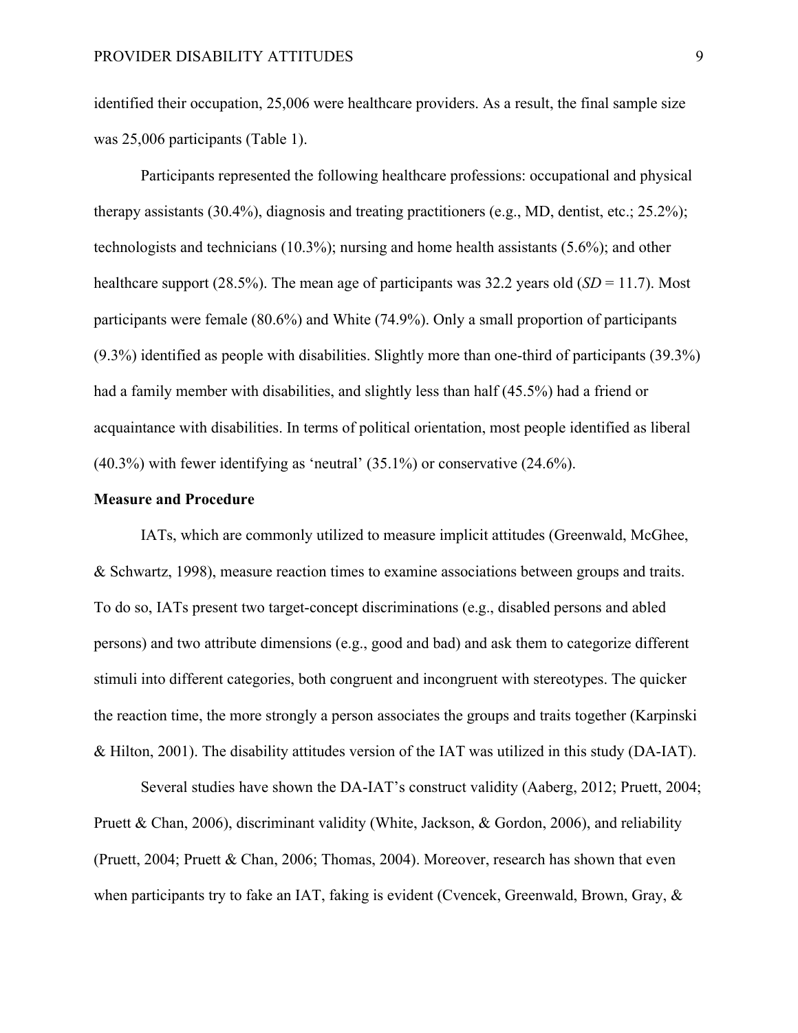identified their occupation, 25,006 were healthcare providers. As a result, the final sample size was 25,006 participants (Table 1).

Participants represented the following healthcare professions: occupational and physical therapy assistants (30.4%), diagnosis and treating practitioners (e.g., MD, dentist, etc.; 25.2%); technologists and technicians (10.3%); nursing and home health assistants (5.6%); and other healthcare support (28.5%). The mean age of participants was 32.2 years old (*SD* = 11.7). Most participants were female (80.6%) and White (74.9%). Only a small proportion of participants (9.3%) identified as people with disabilities. Slightly more than one-third of participants (39.3%) had a family member with disabilities, and slightly less than half (45.5%) had a friend or acquaintance with disabilities. In terms of political orientation, most people identified as liberal (40.3%) with fewer identifying as 'neutral' (35.1%) or conservative (24.6%).

**Measure and Procedure**

IATs, which are commonly utilized to measure implicit attitudes (Greenwald, McGhee, & Schwartz, 1998), measure reaction times to examine associations between groups and traits. To do so, IATs present two target-concept discriminations (e.g., disabled persons and abled persons) and two attribute dimensions (e.g., good and bad) and ask them to categorize different stimuli into different categories, both congruent and incongruent with stereotypes. The quicker the reaction time, the more strongly a person associates the groups and traits together (Karpinski & Hilton, 2001). The disability attitudes version of the IAT was utilized in this study (DA-IAT).

Several studies have shown the DA-IAT's construct validity (Aaberg, 2012; Pruett, 2004; Pruett & Chan, 2006), discriminant validity (White, Jackson, & Gordon, 2006), and reliability (Pruett, 2004; Pruett & Chan, 2006; Thomas, 2004). Moreover, research has shown that even when participants try to fake an IAT, faking is evident (Cvencek, Greenwald, Brown, Gray, &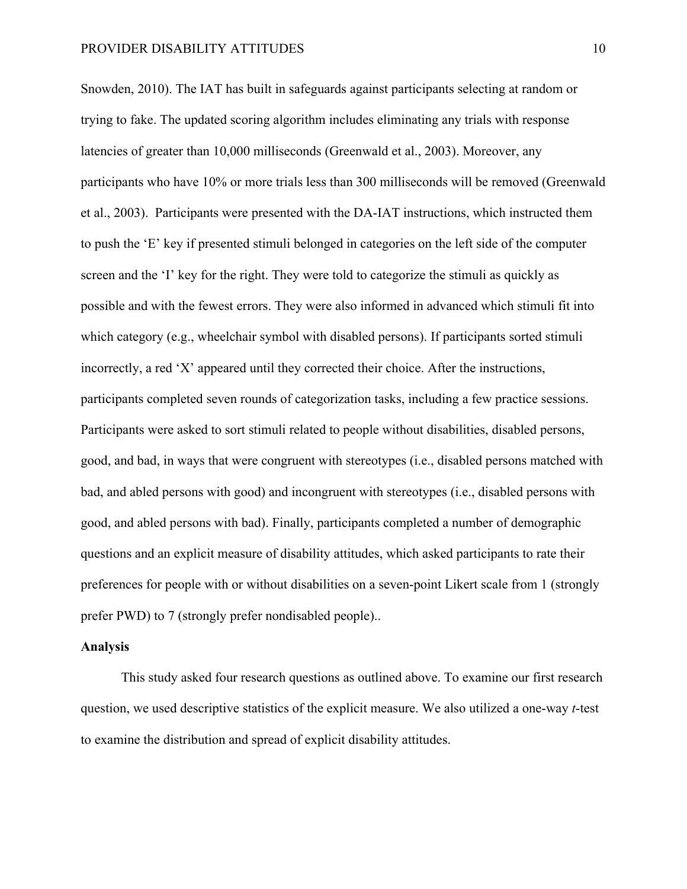Snowden, 2010). The IAT has built in safeguards against participants selecting at random or trying to fake. The updated scoring algorithm includes eliminating any trials with response latencies of greater than 10,000 milliseconds (Greenwald et al., 2003). Moreover, any participants who have 10% or more trials less than 300 milliseconds will be removed (Greenwald et al., 2003).  Participants were presented with the DA-IAT instructions, which instructed them to push the 'E' key if presented stimuli belonged in categories on the left side of the computer screen and the 'I' key for the right. They were told to categorize the stimuli as quickly as possible and with the fewest errors. They were also informed in advanced which stimuli fit into which category (e.g., wheelchair symbol with disabled persons). If participants sorted stimuli incorrectly, a red 'X' appeared until they corrected their choice. After the instructions, participants completed seven rounds of categorization tasks, including a few practice sessions. Participants were asked to sort stimuli related to people without disabilities, disabled persons, good, and bad, in ways that were congruent with stereotypes (i.e., disabled persons matched with bad, and abled persons with good) and incongruent with stereotypes (i.e., disabled persons with good, and abled persons with bad). Finally, participants completed a number of demographic questions and an explicit measure of disability attitudes, which asked participants to rate their preferences for people with or without disabilities on a seven-point Likert scale from 1 (strongly prefer PWD) to 7 (strongly prefer nondisabled people)..

**Analysis**

This study asked four research questions as outlined above. To examine our first research question, we used descriptive statistics of the explicit measure. We also utilized a one-way *t*-test to examine the distribution and spread of explicit disability attitudes.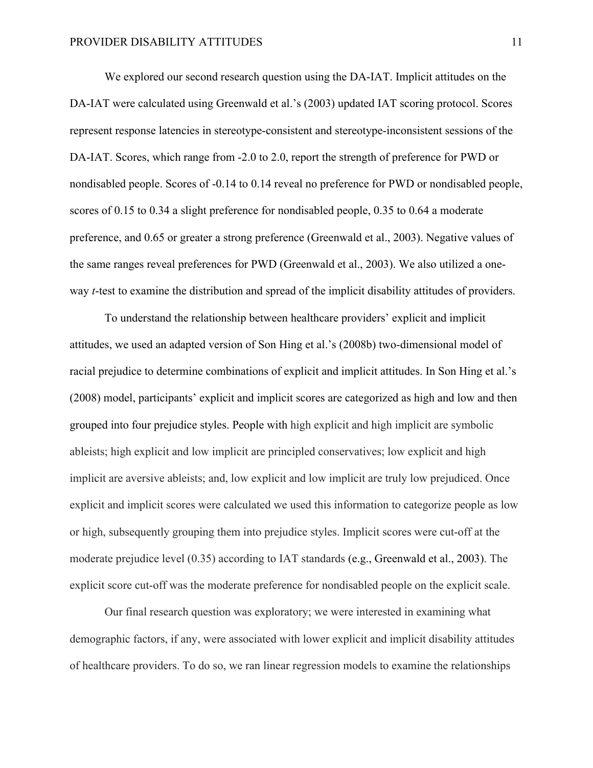We explored our second research question using the DA-IAT. Implicit attitudes on the DA-IAT were calculated using Greenwald et al.'s (2003) updated IAT scoring protocol. Scores represent response latencies in stereotype-consistent and stereotype-inconsistent sessions of the DA-IAT. Scores, which range from -2.0 to 2.0, report the strength of preference for PWD or nondisabled people. Scores of -0.14 to 0.14 reveal no preference for PWD or nondisabled people, scores of 0.15 to 0.34 a slight preference for nondisabled people, 0.35 to 0.64 a moderate preference, and 0.65 or greater a strong preference (Greenwald et al., 2003). Negative values of the same ranges reveal preferences for PWD (Greenwald et al., 2003). We also utilized a one-way *t*-test to examine the distribution and spread of the implicit disability attitudes of providers.

To understand the relationship between healthcare providers' explicit and implicit attitudes, we used an adapted version of Son Hing et al.'s (2008b) two-dimensional model of racial prejudice to determine combinations of explicit and implicit attitudes. In Son Hing et al.'s (2008) model, participants' explicit and implicit scores are categorized as high and low and then grouped into four prejudice styles. People with high explicit and high implicit are symbolic ableists; high explicit and low implicit are principled conservatives; low explicit and high implicit are aversive ableists; and, low explicit and low implicit are truly low prejudiced. Once explicit and implicit scores were calculated we used this information to categorize people as low or high, subsequently grouping them into prejudice styles. Implicit scores were cut-off at the moderate prejudice level (0.35) according to IAT standards (e.g., Greenwald et al., 2003). The explicit score cut-off was the moderate preference for nondisabled people on the explicit scale.

Our final research question was exploratory; we were interested in examining what demographic factors, if any, were associated with lower explicit and implicit disability attitudes of healthcare providers. To do so, we ran linear regression models to examine the relationships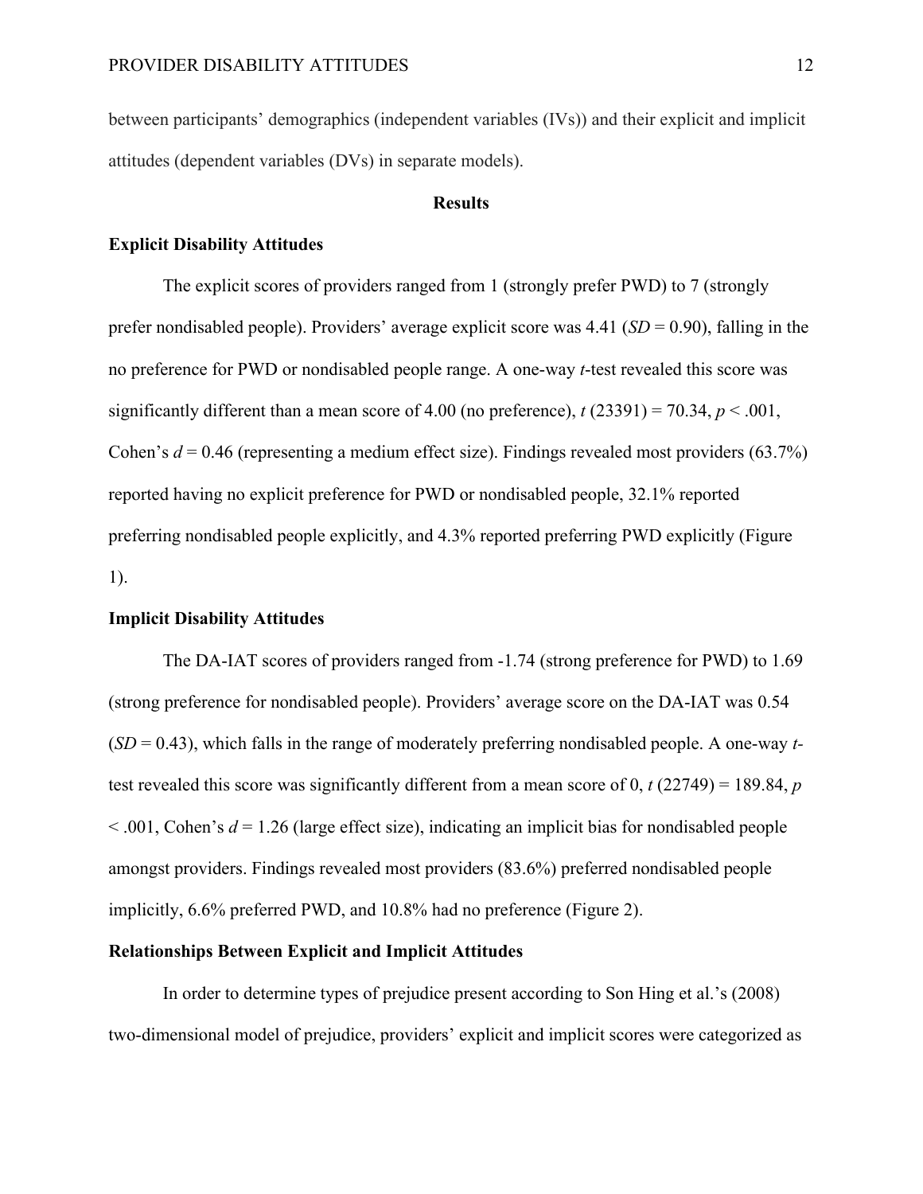between participants' demographics (independent variables (IVs)) and their explicit and implicit attitudes (dependent variables (DVs) in separate models).

## Results

### Explicit Disability Attitudes

The explicit scores of providers ranged from 1 (strongly prefer PWD) to 7 (strongly prefer nondisabled people). Providers' average explicit score was 4.41 ($SD = 0.90$), falling in the no preference for PWD or nondisabled people range. A one-way *t*-test revealed this score was significantly different than a mean score of 4.00 (no preference), $t\ (23391) = 70.34$, $p < .001$, Cohen's $d = 0.46$ (representing a medium effect size). Findings revealed most providers (63.7%) reported having no explicit preference for PWD or nondisabled people, 32.1% reported preferring nondisabled people explicitly, and 4.3% reported preferring PWD explicitly (Figure 1).

### Implicit Disability Attitudes

The DA-IAT scores of providers ranged from -1.74 (strong preference for PWD) to 1.69 (strong preference for nondisabled people). Providers' average score on the DA-IAT was 0.54 ($SD = 0.43$), which falls in the range of moderately preferring nondisabled people. A one-way *t*-test revealed this score was significantly different from a mean score of 0, $t\ (22749) = 189.84$, $p < .001$, Cohen's $d = 1.26$ (large effect size), indicating an implicit bias for nondisabled people amongst providers. Findings revealed most providers (83.6%) preferred nondisabled people implicitly, 6.6% preferred PWD, and 10.8% had no preference (Figure 2).

### Relationships Between Explicit and Implicit Attitudes

In order to determine types of prejudice present according to Son Hing et al.'s (2008) two-dimensional model of prejudice, providers' explicit and implicit scores were categorized as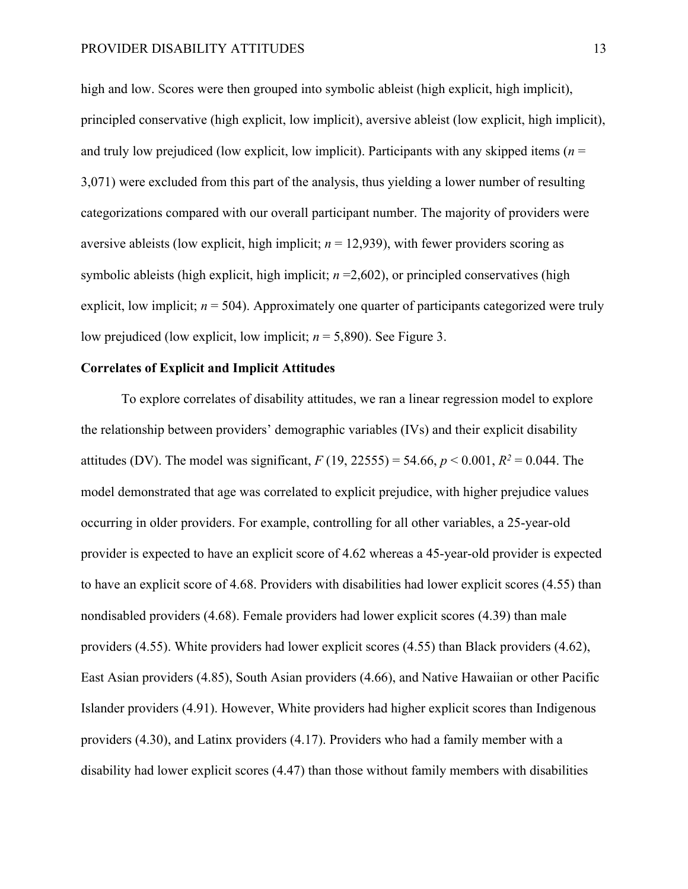high and low. Scores were then grouped into symbolic ableist (high explicit, high implicit), principled conservative (high explicit, low implicit), aversive ableist (low explicit, high implicit), and truly low prejudiced (low explicit, low implicit). Participants with any skipped items ($n$ = 3,071) were excluded from this part of the analysis, thus yielding a lower number of resulting categorizations compared with our overall participant number. The majority of providers were aversive ableists (low explicit, high implicit; $n$ = 12,939), with fewer providers scoring as symbolic ableists (high explicit, high implicit; $n$ =2,602), or principled conservatives (high explicit, low implicit; $n$ = 504). Approximately one quarter of participants categorized were truly low prejudiced (low explicit, low implicit; $n$ = 5,890). See Figure 3.

**Correlates of Explicit and Implicit Attitudes**

To explore correlates of disability attitudes, we ran a linear regression model to explore the relationship between providers' demographic variables (IVs) and their explicit disability attitudes (DV). The model was significant, $F$ (19, 22555) = 54.66, $p < 0.001$, $R^2 = 0.044$. The model demonstrated that age was correlated to explicit prejudice, with higher prejudice values occurring in older providers. For example, controlling for all other variables, a 25-year-old provider is expected to have an explicit score of 4.62 whereas a 45-year-old provider is expected to have an explicit score of 4.68. Providers with disabilities had lower explicit scores (4.55) than nondisabled providers (4.68). Female providers had lower explicit scores (4.39) than male providers (4.55). White providers had lower explicit scores (4.55) than Black providers (4.62), East Asian providers (4.85), South Asian providers (4.66), and Native Hawaiian or other Pacific Islander providers (4.91). However, White providers had higher explicit scores than Indigenous providers (4.30), and Latinx providers (4.17). Providers who had a family member with a disability had lower explicit scores (4.47) than those without family members with disabilities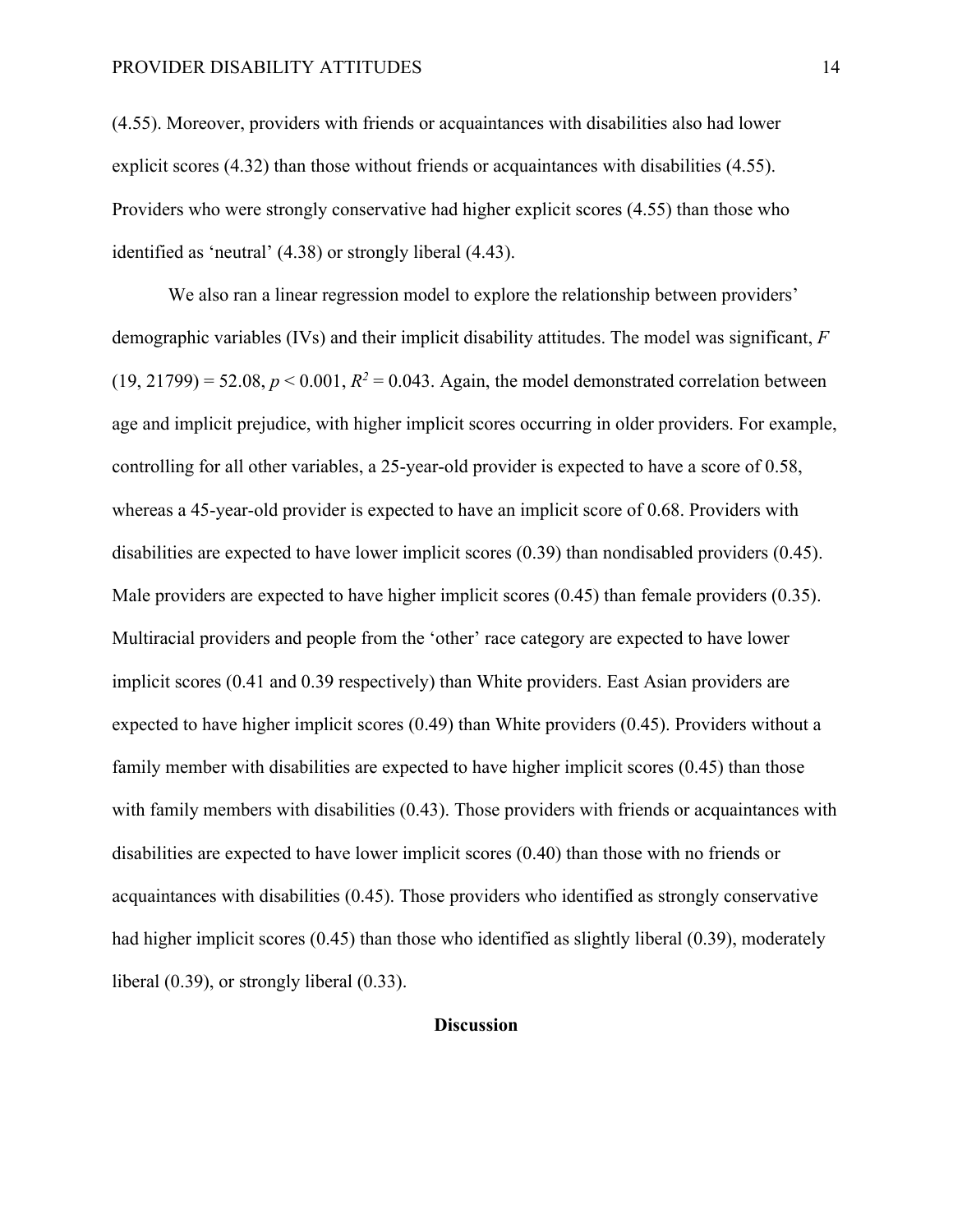(4.55). Moreover, providers with friends or acquaintances with disabilities also had lower explicit scores (4.32) than those without friends or acquaintances with disabilities (4.55). Providers who were strongly conservative had higher explicit scores (4.55) than those who identified as 'neutral' (4.38) or strongly liberal (4.43).

We also ran a linear regression model to explore the relationship between providers' demographic variables (IVs) and their implicit disability attitudes. The model was significant, $F$ (19, 21799) = 52.08, $p < 0.001$, $R^2 = 0.043$. Again, the model demonstrated correlation between age and implicit prejudice, with higher implicit scores occurring in older providers. For example, controlling for all other variables, a 25-year-old provider is expected to have a score of 0.58, whereas a 45-year-old provider is expected to have an implicit score of 0.68. Providers with disabilities are expected to have lower implicit scores (0.39) than nondisabled providers (0.45). Male providers are expected to have higher implicit scores (0.45) than female providers (0.35). Multiracial providers and people from the 'other' race category are expected to have lower implicit scores (0.41 and 0.39 respectively) than White providers. East Asian providers are expected to have higher implicit scores (0.49) than White providers (0.45). Providers without a family member with disabilities are expected to have higher implicit scores (0.45) than those with family members with disabilities (0.43). Those providers with friends or acquaintances with disabilities are expected to have lower implicit scores (0.40) than those with no friends or acquaintances with disabilities (0.45). Those providers who identified as strongly conservative had higher implicit scores (0.45) than those who identified as slightly liberal (0.39), moderately liberal (0.39), or strongly liberal (0.33).

## Discussion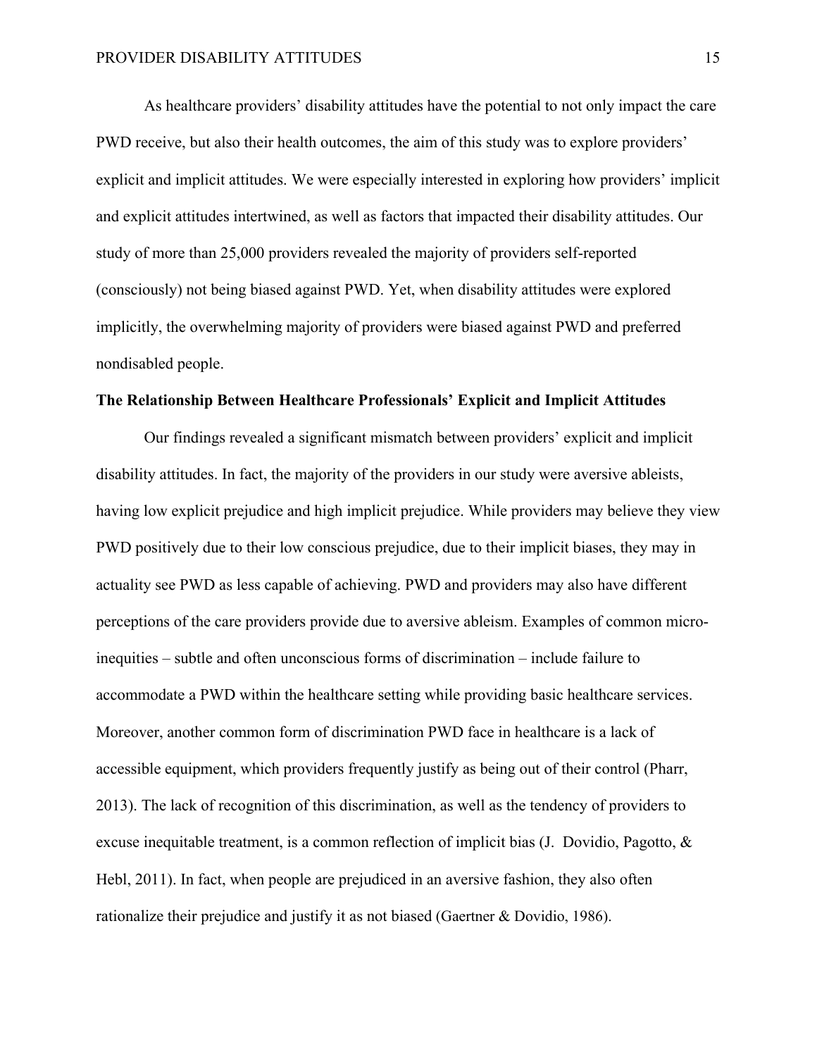As healthcare providers' disability attitudes have the potential to not only impact the care PWD receive, but also their health outcomes, the aim of this study was to explore providers' explicit and implicit attitudes. We were especially interested in exploring how providers' implicit and explicit attitudes intertwined, as well as factors that impacted their disability attitudes. Our study of more than 25,000 providers revealed the majority of providers self-reported (consciously) not being biased against PWD. Yet, when disability attitudes were explored implicitly, the overwhelming majority of providers were biased against PWD and preferred nondisabled people.

**The Relationship Between Healthcare Professionals' Explicit and Implicit Attitudes**

Our findings revealed a significant mismatch between providers' explicit and implicit disability attitudes. In fact, the majority of the providers in our study were aversive ableists, having low explicit prejudice and high implicit prejudice. While providers may believe they view PWD positively due to their low conscious prejudice, due to their implicit biases, they may in actuality see PWD as less capable of achieving. PWD and providers may also have different perceptions of the care providers provide due to aversive ableism. Examples of common micro-inequities – subtle and often unconscious forms of discrimination – include failure to accommodate a PWD within the healthcare setting while providing basic healthcare services. Moreover, another common form of discrimination PWD face in healthcare is a lack of accessible equipment, which providers frequently justify as being out of their control (Pharr, 2013). The lack of recognition of this discrimination, as well as the tendency of providers to excuse inequitable treatment, is a common reflection of implicit bias (J. Dovidio, Pagotto, & Hebl, 2011). In fact, when people are prejudiced in an aversive fashion, they also often rationalize their prejudice and justify it as not biased (Gaertner & Dovidio, 1986).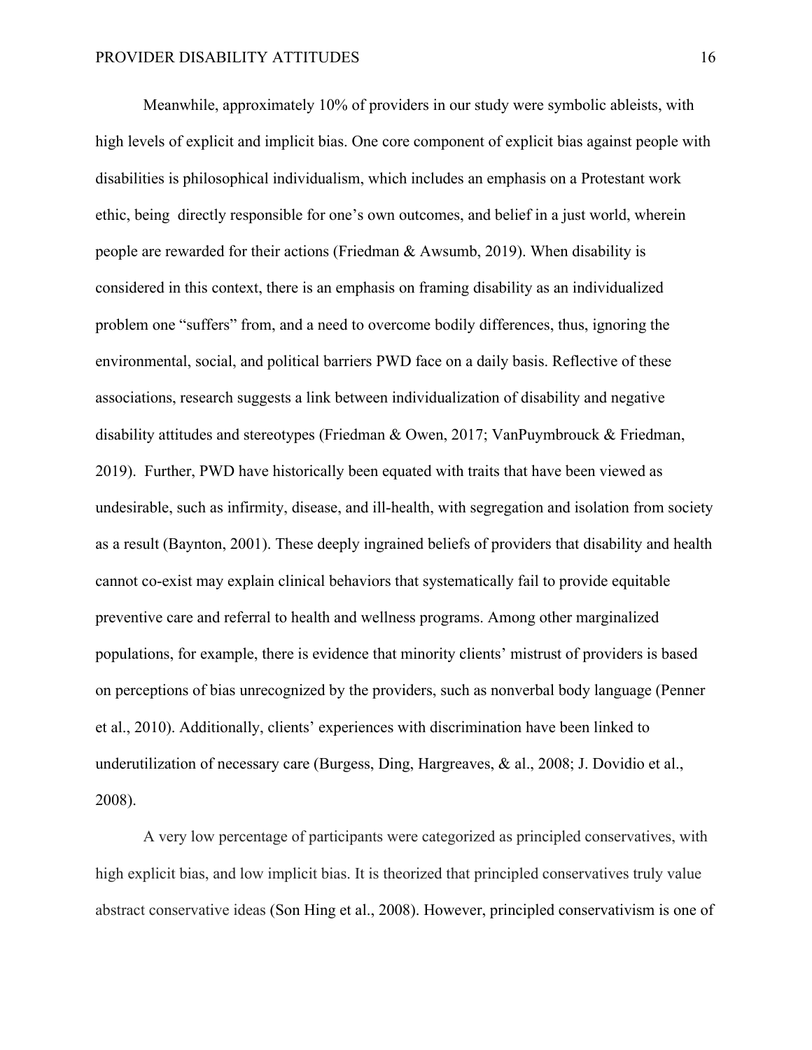Meanwhile, approximately 10% of providers in our study were symbolic ableists, with high levels of explicit and implicit bias. One core component of explicit bias against people with disabilities is philosophical individualism, which includes an emphasis on a Protestant work ethic, being directly responsible for one's own outcomes, and belief in a just world, wherein people are rewarded for their actions (Friedman & Awsumb, 2019). When disability is considered in this context, there is an emphasis on framing disability as an individualized problem one "suffers" from, and a need to overcome bodily differences, thus, ignoring the environmental, social, and political barriers PWD face on a daily basis. Reflective of these associations, research suggests a link between individualization of disability and negative disability attitudes and stereotypes (Friedman & Owen, 2017; VanPuymbrouck & Friedman, 2019). Further, PWD have historically been equated with traits that have been viewed as undesirable, such as infirmity, disease, and ill-health, with segregation and isolation from society as a result (Baynton, 2001). These deeply ingrained beliefs of providers that disability and health cannot co-exist may explain clinical behaviors that systematically fail to provide equitable preventive care and referral to health and wellness programs. Among other marginalized populations, for example, there is evidence that minority clients' mistrust of providers is based on perceptions of bias unrecognized by the providers, such as nonverbal body language (Penner et al., 2010). Additionally, clients' experiences with discrimination have been linked to underutilization of necessary care (Burgess, Ding, Hargreaves, & al., 2008; J. Dovidio et al., 2008).

A very low percentage of participants were categorized as principled conservatives, with high explicit bias, and low implicit bias. It is theorized that principled conservatives truly value abstract conservative ideas (Son Hing et al., 2008). However, principled conservativism is one of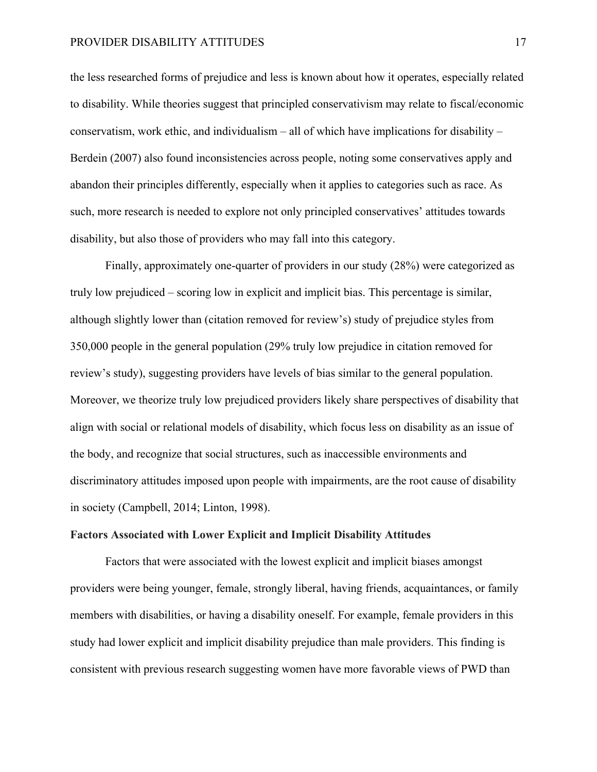the less researched forms of prejudice and less is known about how it operates, especially related to disability. While theories suggest that principled conservativism may relate to fiscal/economic conservatism, work ethic, and individualism – all of which have implications for disability – Berdein (2007) also found inconsistencies across people, noting some conservatives apply and abandon their principles differently, especially when it applies to categories such as race. As such, more research is needed to explore not only principled conservatives' attitudes towards disability, but also those of providers who may fall into this category.

Finally, approximately one-quarter of providers in our study (28%) were categorized as truly low prejudiced – scoring low in explicit and implicit bias. This percentage is similar, although slightly lower than (citation removed for review's) study of prejudice styles from 350,000 people in the general population (29% truly low prejudice in citation removed for review's study), suggesting providers have levels of bias similar to the general population. Moreover, we theorize truly low prejudiced providers likely share perspectives of disability that align with social or relational models of disability, which focus less on disability as an issue of the body, and recognize that social structures, such as inaccessible environments and discriminatory attitudes imposed upon people with impairments, are the root cause of disability in society (Campbell, 2014; Linton, 1998).

**Factors Associated with Lower Explicit and Implicit Disability Attitudes**

Factors that were associated with the lowest explicit and implicit biases amongst providers were being younger, female, strongly liberal, having friends, acquaintances, or family members with disabilities, or having a disability oneself. For example, female providers in this study had lower explicit and implicit disability prejudice than male providers. This finding is consistent with previous research suggesting women have more favorable views of PWD than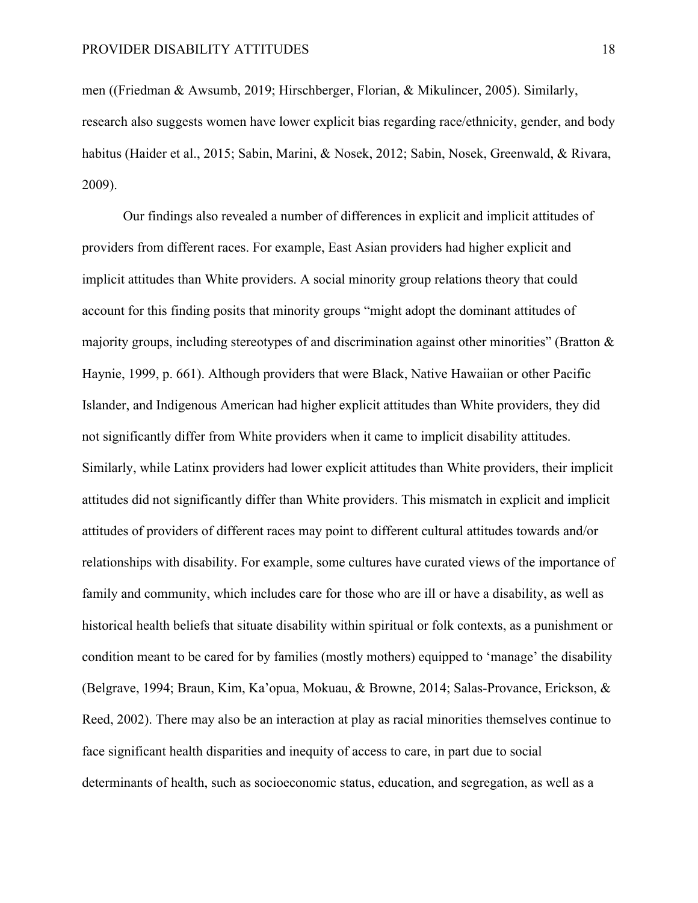men ((Friedman & Awsumb, 2019; Hirschberger, Florian, & Mikulincer, 2005). Similarly, research also suggests women have lower explicit bias regarding race/ethnicity, gender, and body habitus (Haider et al., 2015; Sabin, Marini, & Nosek, 2012; Sabin, Nosek, Greenwald, & Rivara, 2009).

Our findings also revealed a number of differences in explicit and implicit attitudes of providers from different races. For example, East Asian providers had higher explicit and implicit attitudes than White providers. A social minority group relations theory that could account for this finding posits that minority groups "might adopt the dominant attitudes of majority groups, including stereotypes of and discrimination against other minorities" (Bratton & Haynie, 1999, p. 661). Although providers that were Black, Native Hawaiian or other Pacific Islander, and Indigenous American had higher explicit attitudes than White providers, they did not significantly differ from White providers when it came to implicit disability attitudes. Similarly, while Latinx providers had lower explicit attitudes than White providers, their implicit attitudes did not significantly differ than White providers. This mismatch in explicit and implicit attitudes of providers of different races may point to different cultural attitudes towards and/or relationships with disability. For example, some cultures have curated views of the importance of family and community, which includes care for those who are ill or have a disability, as well as historical health beliefs that situate disability within spiritual or folk contexts, as a punishment or condition meant to be cared for by families (mostly mothers) equipped to 'manage' the disability (Belgrave, 1994; Braun, Kim, Ka'opua, Mokuau, & Browne, 2014; Salas-Provance, Erickson, & Reed, 2002). There may also be an interaction at play as racial minorities themselves continue to face significant health disparities and inequity of access to care, in part due to social determinants of health, such as socioeconomic status, education, and segregation, as well as a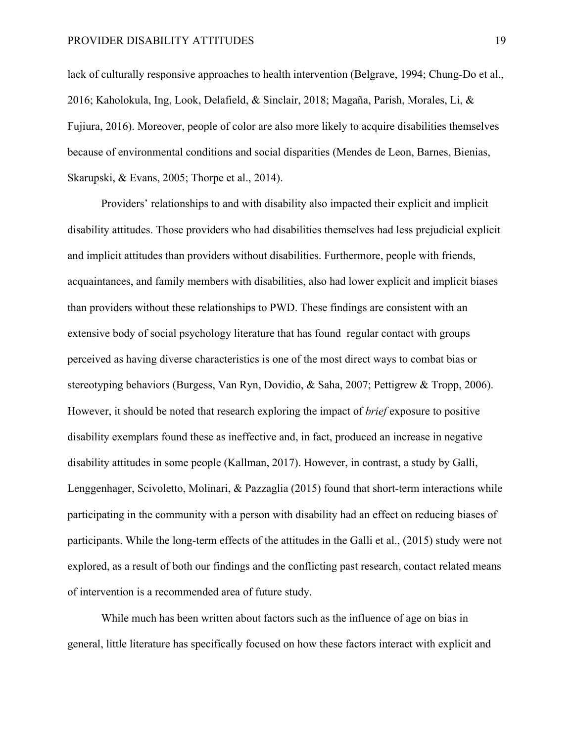lack of culturally responsive approaches to health intervention (Belgrave, 1994; Chung-Do et al., 2016; Kaholokula, Ing, Look, Delafield, & Sinclair, 2018; Magaña, Parish, Morales, Li, & Fujiura, 2016). Moreover, people of color are also more likely to acquire disabilities themselves because of environmental conditions and social disparities (Mendes de Leon, Barnes, Bienias, Skarupski, & Evans, 2005; Thorpe et al., 2014).

Providers' relationships to and with disability also impacted their explicit and implicit disability attitudes. Those providers who had disabilities themselves had less prejudicial explicit and implicit attitudes than providers without disabilities. Furthermore, people with friends, acquaintances, and family members with disabilities, also had lower explicit and implicit biases than providers without these relationships to PWD. These findings are consistent with an extensive body of social psychology literature that has found regular contact with groups perceived as having diverse characteristics is one of the most direct ways to combat bias or stereotyping behaviors (Burgess, Van Ryn, Dovidio, & Saha, 2007; Pettigrew & Tropp, 2006). However, it should be noted that research exploring the impact of *brief* exposure to positive disability exemplars found these as ineffective and, in fact, produced an increase in negative disability attitudes in some people (Kallman, 2017). However, in contrast, a study by Galli, Lenggenhager, Scivoletto, Molinari, & Pazzaglia (2015) found that short-term interactions while participating in the community with a person with disability had an effect on reducing biases of participants. While the long-term effects of the attitudes in the Galli et al., (2015) study were not explored, as a result of both our findings and the conflicting past research, contact related means of intervention is a recommended area of future study.

While much has been written about factors such as the influence of age on bias in general, little literature has specifically focused on how these factors interact with explicit and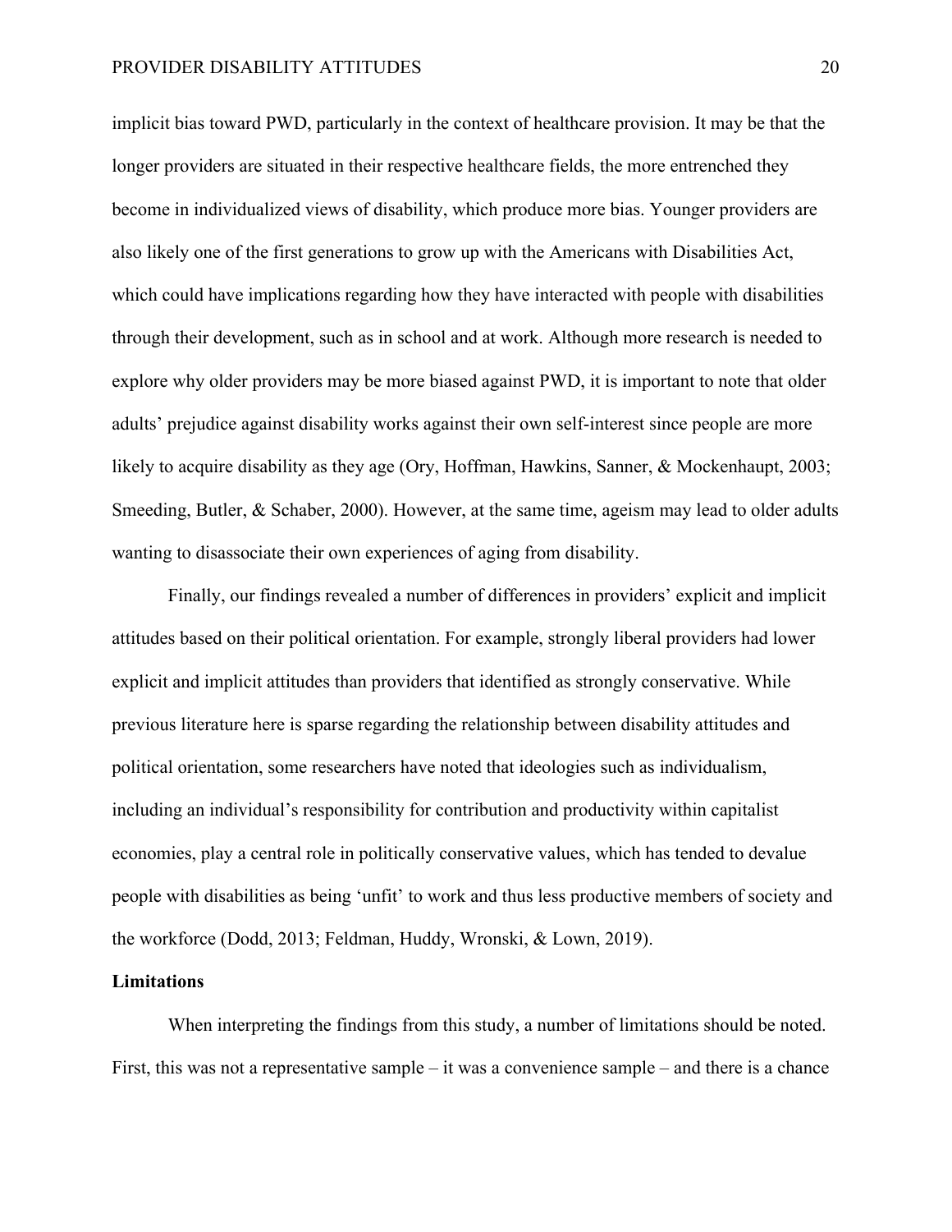implicit bias toward PWD, particularly in the context of healthcare provision. It may be that the longer providers are situated in their respective healthcare fields, the more entrenched they become in individualized views of disability, which produce more bias. Younger providers are also likely one of the first generations to grow up with the Americans with Disabilities Act, which could have implications regarding how they have interacted with people with disabilities through their development, such as in school and at work. Although more research is needed to explore why older providers may be more biased against PWD, it is important to note that older adults' prejudice against disability works against their own self-interest since people are more likely to acquire disability as they age (Ory, Hoffman, Hawkins, Sanner, & Mockenhaupt, 2003; Smeeding, Butler, & Schaber, 2000). However, at the same time, ageism may lead to older adults wanting to disassociate their own experiences of aging from disability.

Finally, our findings revealed a number of differences in providers' explicit and implicit attitudes based on their political orientation. For example, strongly liberal providers had lower explicit and implicit attitudes than providers that identified as strongly conservative. While previous literature here is sparse regarding the relationship between disability attitudes and political orientation, some researchers have noted that ideologies such as individualism, including an individual's responsibility for contribution and productivity within capitalist economies, play a central role in politically conservative values, which has tended to devalue people with disabilities as being 'unfit' to work and thus less productive members of society and the workforce (Dodd, 2013; Feldman, Huddy, Wronski, & Lown, 2019).

**Limitations**

When interpreting the findings from this study, a number of limitations should be noted. First, this was not a representative sample – it was a convenience sample – and there is a chance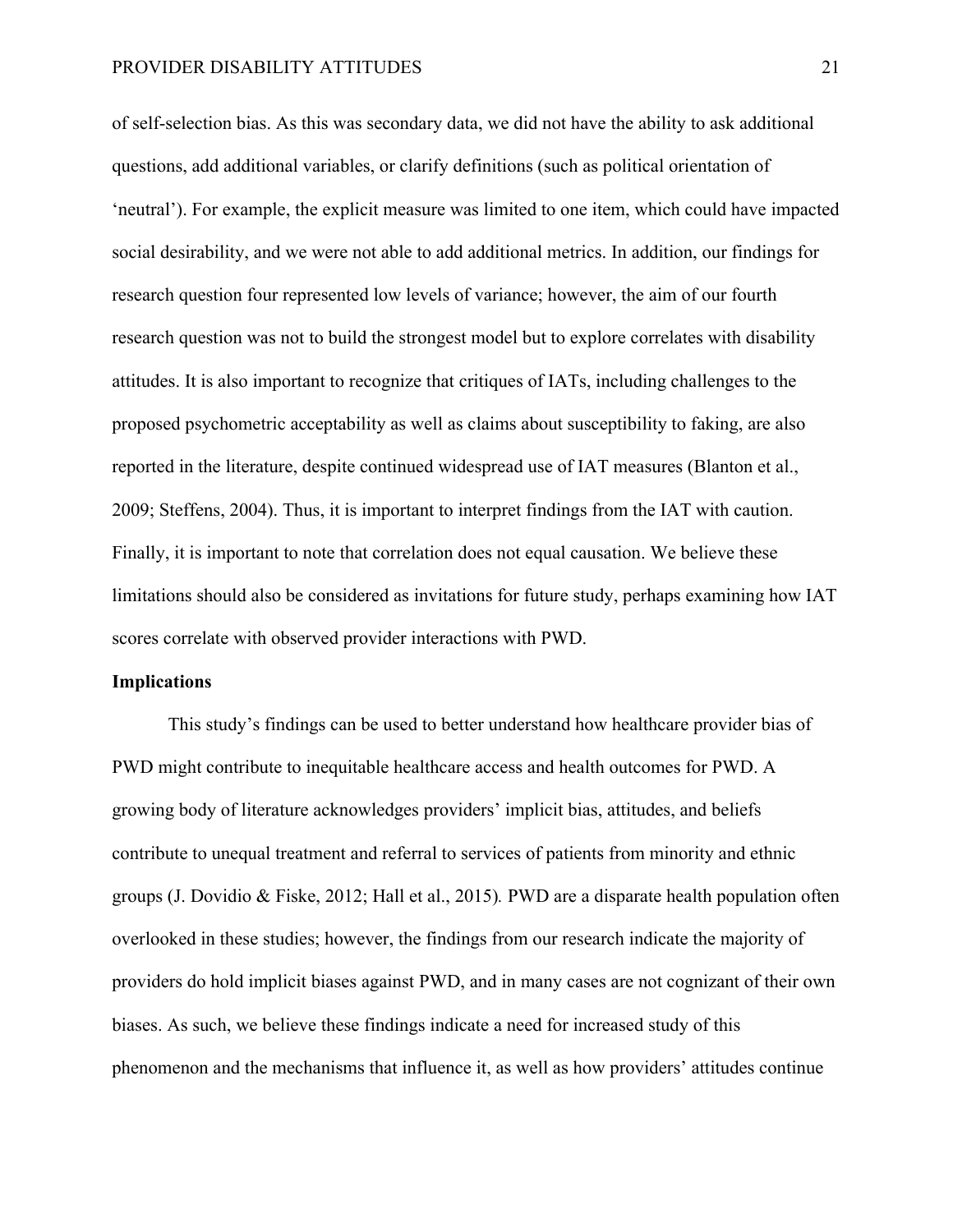of self-selection bias. As this was secondary data, we did not have the ability to ask additional questions, add additional variables, or clarify definitions (such as political orientation of 'neutral'). For example, the explicit measure was limited to one item, which could have impacted social desirability, and we were not able to add additional metrics. In addition, our findings for research question four represented low levels of variance; however, the aim of our fourth research question was not to build the strongest model but to explore correlates with disability attitudes. It is also important to recognize that critiques of IATs, including challenges to the proposed psychometric acceptability as well as claims about susceptibility to faking, are also reported in the literature, despite continued widespread use of IAT measures (Blanton et al., 2009; Steffens, 2004). Thus, it is important to interpret findings from the IAT with caution. Finally, it is important to note that correlation does not equal causation. We believe these limitations should also be considered as invitations for future study, perhaps examining how IAT scores correlate with observed provider interactions with PWD.

**Implications**

This study's findings can be used to better understand how healthcare provider bias of PWD might contribute to inequitable healthcare access and health outcomes for PWD. A growing body of literature acknowledges providers' implicit bias, attitudes, and beliefs contribute to unequal treatment and referral to services of patients from minority and ethnic groups (J. Dovidio & Fiske, 2012; Hall et al., 2015). PWD are a disparate health population often overlooked in these studies; however, the findings from our research indicate the majority of providers do hold implicit biases against PWD, and in many cases are not cognizant of their own biases. As such, we believe these findings indicate a need for increased study of this phenomenon and the mechanisms that influence it, as well as how providers' attitudes continue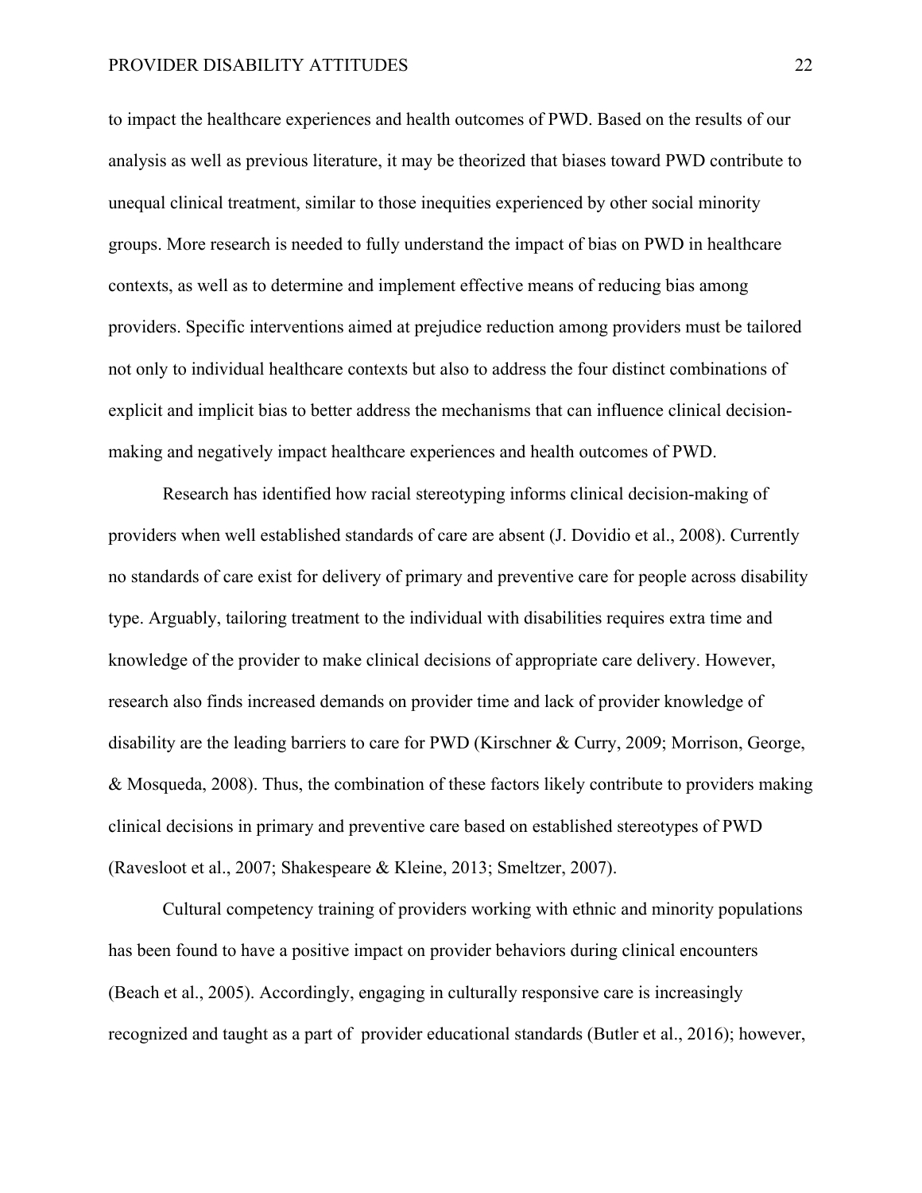to impact the healthcare experiences and health outcomes of PWD. Based on the results of our analysis as well as previous literature, it may be theorized that biases toward PWD contribute to unequal clinical treatment, similar to those inequities experienced by other social minority groups. More research is needed to fully understand the impact of bias on PWD in healthcare contexts, as well as to determine and implement effective means of reducing bias among providers. Specific interventions aimed at prejudice reduction among providers must be tailored not only to individual healthcare contexts but also to address the four distinct combinations of explicit and implicit bias to better address the mechanisms that can influence clinical decision-making and negatively impact healthcare experiences and health outcomes of PWD.

Research has identified how racial stereotyping informs clinical decision-making of providers when well established standards of care are absent (J. Dovidio et al., 2008). Currently no standards of care exist for delivery of primary and preventive care for people across disability type. Arguably, tailoring treatment to the individual with disabilities requires extra time and knowledge of the provider to make clinical decisions of appropriate care delivery. However, research also finds increased demands on provider time and lack of provider knowledge of disability are the leading barriers to care for PWD (Kirschner & Curry, 2009; Morrison, George, & Mosqueda, 2008). Thus, the combination of these factors likely contribute to providers making clinical decisions in primary and preventive care based on established stereotypes of PWD (Ravesloot et al., 2007; Shakespeare & Kleine, 2013; Smeltzer, 2007).

Cultural competency training of providers working with ethnic and minority populations has been found to have a positive impact on provider behaviors during clinical encounters (Beach et al., 2005). Accordingly, engaging in culturally responsive care is increasingly recognized and taught as a part of provider educational standards (Butler et al., 2016); however,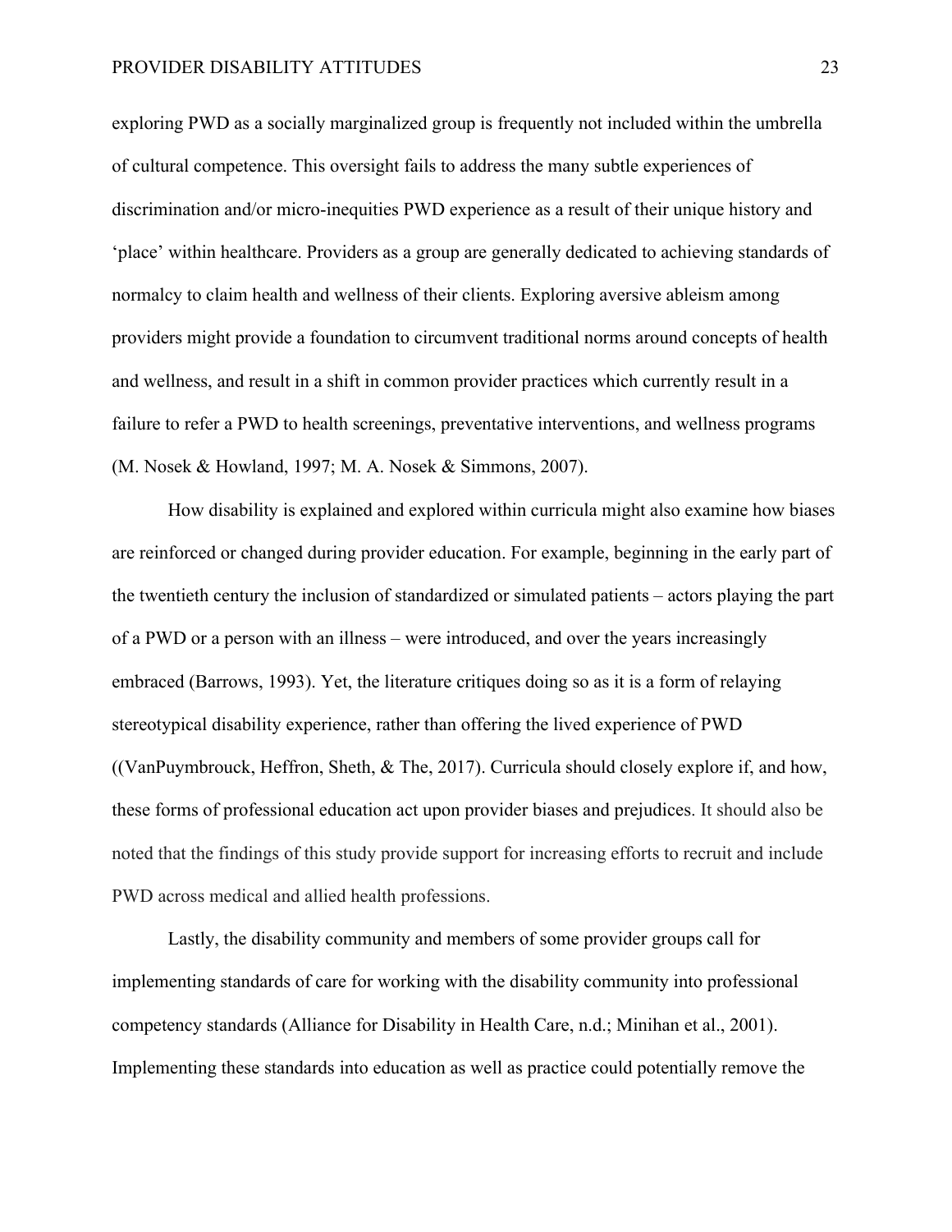exploring PWD as a socially marginalized group is frequently not included within the umbrella of cultural competence. This oversight fails to address the many subtle experiences of discrimination and/or micro-inequities PWD experience as a result of their unique history and 'place' within healthcare. Providers as a group are generally dedicated to achieving standards of normalcy to claim health and wellness of their clients. Exploring aversive ableism among providers might provide a foundation to circumvent traditional norms around concepts of health and wellness, and result in a shift in common provider practices which currently result in a failure to refer a PWD to health screenings, preventative interventions, and wellness programs (M. Nosek & Howland, 1997; M. A. Nosek & Simmons, 2007).

How disability is explained and explored within curricula might also examine how biases are reinforced or changed during provider education. For example, beginning in the early part of the twentieth century the inclusion of standardized or simulated patients – actors playing the part of a PWD or a person with an illness – were introduced, and over the years increasingly embraced (Barrows, 1993). Yet, the literature critiques doing so as it is a form of relaying stereotypical disability experience, rather than offering the lived experience of PWD ((VanPuymbrouck, Heffron, Sheth, & The, 2017). Curricula should closely explore if, and how, these forms of professional education act upon provider biases and prejudices. It should also be noted that the findings of this study provide support for increasing efforts to recruit and include PWD across medical and allied health professions.

Lastly, the disability community and members of some provider groups call for implementing standards of care for working with the disability community into professional competency standards (Alliance for Disability in Health Care, n.d.; Minihan et al., 2001). Implementing these standards into education as well as practice could potentially remove the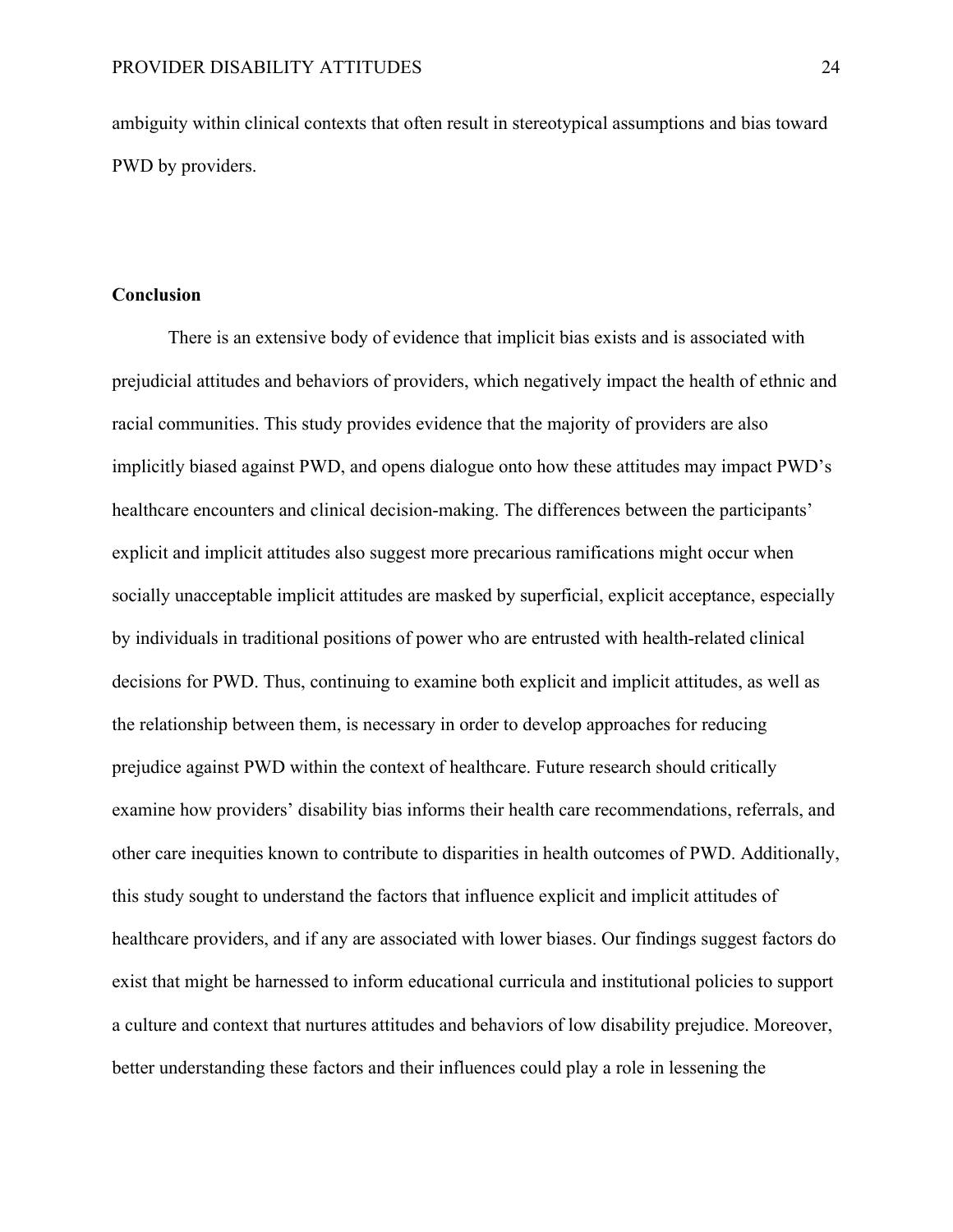ambiguity within clinical contexts that often result in stereotypical assumptions and bias toward PWD by providers.

**Conclusion**

There is an extensive body of evidence that implicit bias exists and is associated with prejudicial attitudes and behaviors of providers, which negatively impact the health of ethnic and racial communities. This study provides evidence that the majority of providers are also implicitly biased against PWD, and opens dialogue onto how these attitudes may impact PWD's healthcare encounters and clinical decision-making. The differences between the participants' explicit and implicit attitudes also suggest more precarious ramifications might occur when socially unacceptable implicit attitudes are masked by superficial, explicit acceptance, especially by individuals in traditional positions of power who are entrusted with health-related clinical decisions for PWD. Thus, continuing to examine both explicit and implicit attitudes, as well as the relationship between them, is necessary in order to develop approaches for reducing prejudice against PWD within the context of healthcare. Future research should critically examine how providers' disability bias informs their health care recommendations, referrals, and other care inequities known to contribute to disparities in health outcomes of PWD. Additionally, this study sought to understand the factors that influence explicit and implicit attitudes of healthcare providers, and if any are associated with lower biases. Our findings suggest factors do exist that might be harnessed to inform educational curricula and institutional policies to support a culture and context that nurtures attitudes and behaviors of low disability prejudice. Moreover, better understanding these factors and their influences could play a role in lessening the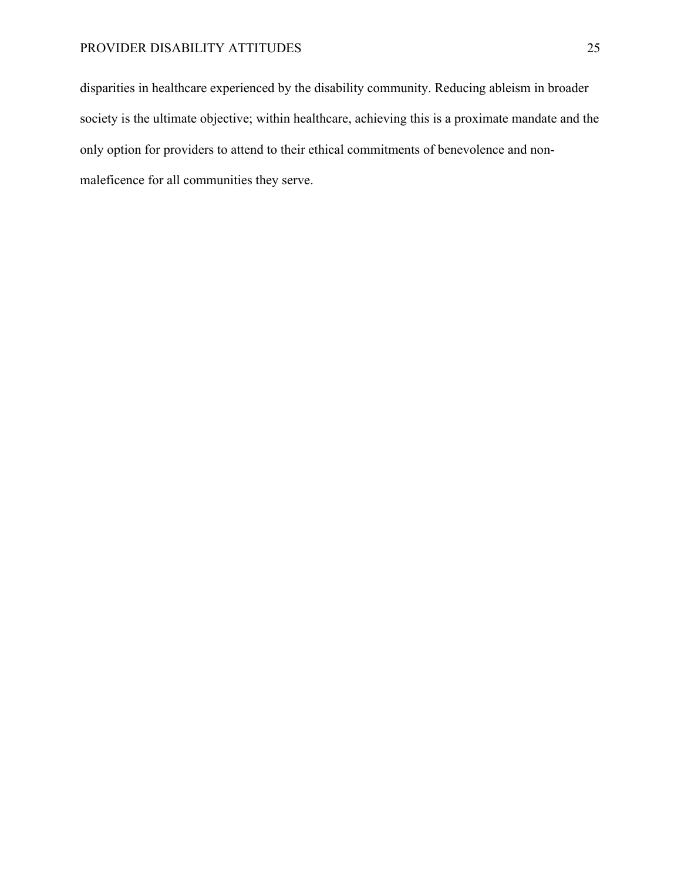disparities in healthcare experienced by the disability community. Reducing ableism in broader society is the ultimate objective; within healthcare, achieving this is a proximate mandate and the only option for providers to attend to their ethical commitments of benevolence and non-maleficence for all communities they serve.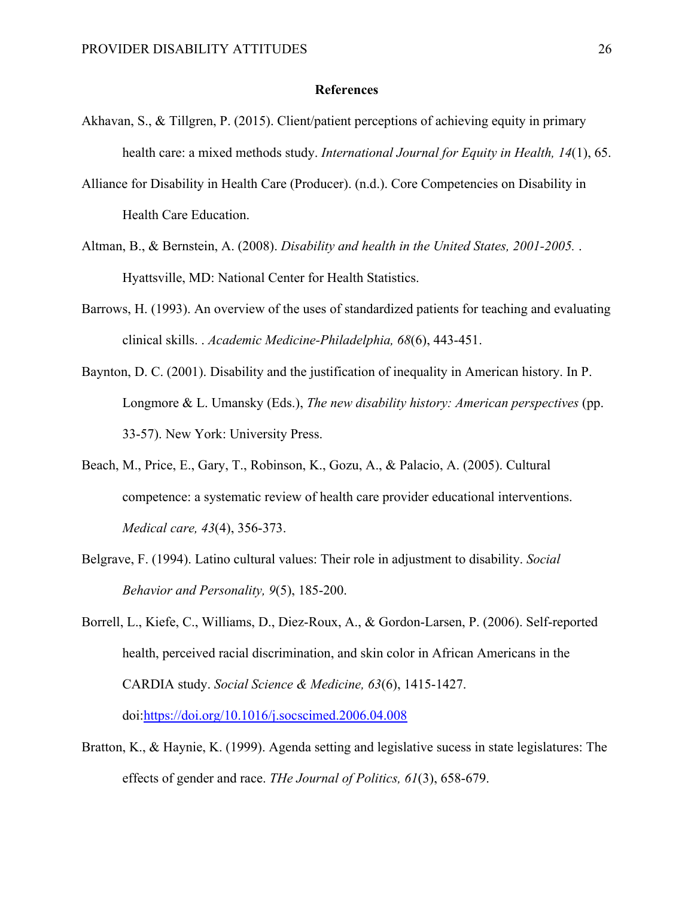## References

Akhavan, S., & Tillgren, P. (2015). Client/patient perceptions of achieving equity in primary health care: a mixed methods study. *International Journal for Equity in Health, 14*(1), 65.

Alliance for Disability in Health Care (Producer). (n.d.). Core Competencies on Disability in Health Care Education.

Altman, B., & Bernstein, A. (2008). *Disability and health in the United States, 2001-2005.* . Hyattsville, MD: National Center for Health Statistics.

Barrows, H. (1993). An overview of the uses of standardized patients for teaching and evaluating clinical skills. . *Academic Medicine-Philadelphia, 68*(6), 443-451.

Baynton, D. C. (2001). Disability and the justification of inequality in American history. In P. Longmore & L. Umansky (Eds.), *The new disability history: American perspectives* (pp. 33-57). New York: University Press.

Beach, M., Price, E., Gary, T., Robinson, K., Gozu, A., & Palacio, A. (2005). Cultural competence: a systematic review of health care provider educational interventions. *Medical care, 43*(4), 356-373.

Belgrave, F. (1994). Latino cultural values: Their role in adjustment to disability. *Social Behavior and Personality, 9*(5), 185-200.

Borrell, L., Kiefe, C., Williams, D., Diez-Roux, A., & Gordon-Larsen, P. (2006). Self-reported health, perceived racial discrimination, and skin color in African Americans in the CARDIA study. *Social Science & Medicine, 63*(6), 1415-1427. doi:https://doi.org/10.1016/j.socscimed.2006.04.008

Bratton, K., & Haynie, K. (1999). Agenda setting and legislative sucess in state legislatures: The effects of gender and race. *THe Journal of Politics, 61*(3), 658-679.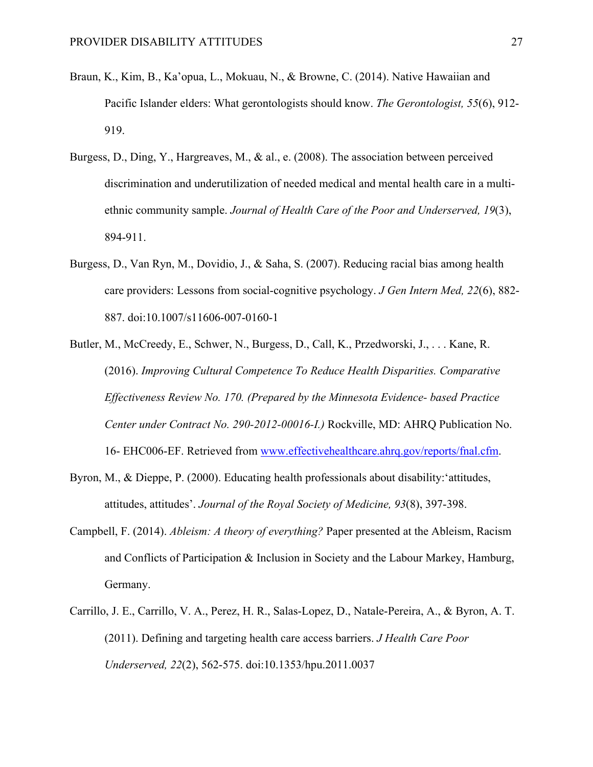Braun, K., Kim, B., Ka'opua, L., Mokuau, N., & Browne, C. (2014). Native Hawaiian and Pacific Islander elders: What gerontologists should know. *The Gerontologist, 55*(6), 912-919.

Burgess, D., Ding, Y., Hargreaves, M., & al., e. (2008). The association between perceived discrimination and underutilization of needed medical and mental health care in a multi-ethnic community sample. *Journal of Health Care of the Poor and Underserved, 19*(3), 894-911.

Burgess, D., Van Ryn, M., Dovidio, J., & Saha, S. (2007). Reducing racial bias among health care providers: Lessons from social-cognitive psychology. *J Gen Intern Med, 22*(6), 882-887. doi:10.1007/s11606-007-0160-1

Butler, M., McCreedy, E., Schwer, N., Burgess, D., Call, K., Przedworski, J., . . . Kane, R. (2016). *Improving Cultural Competence To Reduce Health Disparities. Comparative Effectiveness Review No. 170. (Prepared by the Minnesota Evidence- based Practice Center under Contract No. 290-2012-00016-I.)* Rockville, MD: AHRQ Publication No. 16- EHC006-EF. Retrieved from [www.effectivehealthcare.ahrq.gov/reports/fnal.cfm](www.effectivehealthcare.ahrq.gov/reports/fnal.cfm).

Byron, M., & Dieppe, P. (2000). Educating health professionals about disability:'attitudes, attitudes, attitudes'. *Journal of the Royal Society of Medicine, 93*(8), 397-398.

Campbell, F. (2014). *Ableism: A theory of everything?* Paper presented at the Ableism, Racism and Conflicts of Participation & Inclusion in Society and the Labour Markey, Hamburg, Germany.

Carrillo, J. E., Carrillo, V. A., Perez, H. R., Salas-Lopez, D., Natale-Pereira, A., & Byron, A. T. (2011). Defining and targeting health care access barriers. *J Health Care Poor Underserved, 22*(2), 562-575. doi:10.1353/hpu.2011.0037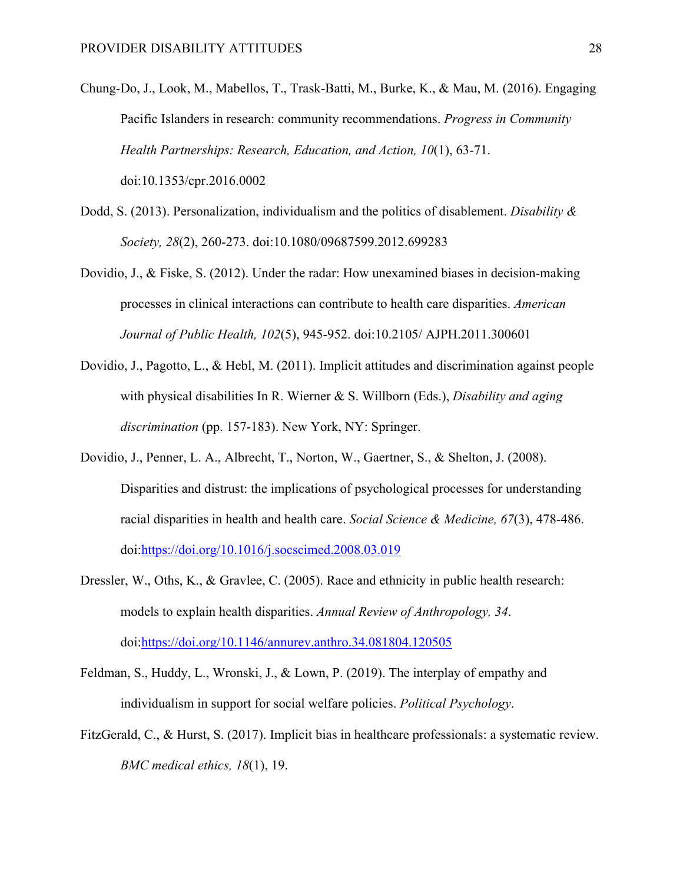Chung-Do, J., Look, M., Mabellos, T., Trask-Batti, M., Burke, K., & Mau, M. (2016). Engaging Pacific Islanders in research: community recommendations. *Progress in Community Health Partnerships: Research, Education, and Action, 10*(1), 63-71. doi:10.1353/cpr.2016.0002

Dodd, S. (2013). Personalization, individualism and the politics of disablement. *Disability & Society, 28*(2), 260-273. doi:10.1080/09687599.2012.699283

Dovidio, J., & Fiske, S. (2012). Under the radar: How unexamined biases in decision-making processes in clinical interactions can contribute to health care disparities. *American Journal of Public Health, 102*(5), 945-952. doi:10.2105/ AJPH.2011.300601

Dovidio, J., Pagotto, L., & Hebl, M. (2011). Implicit attitudes and discrimination against people with physical disabilities In R. Wierner & S. Willborn (Eds.), *Disability and aging discrimination* (pp. 157-183). New York, NY: Springer.

Dovidio, J., Penner, L. A., Albrecht, T., Norton, W., Gaertner, S., & Shelton, J. (2008). Disparities and distrust: the implications of psychological processes for understanding racial disparities in health and health care. *Social Science & Medicine, 67*(3), 478-486. doi:https://doi.org/10.1016/j.socscimed.2008.03.019

Dressler, W., Oths, K., & Gravlee, C. (2005). Race and ethnicity in public health research: models to explain health disparities. *Annual Review of Anthropology, 34*. doi:https://doi.org/10.1146/annurev.anthro.34.081804.120505

Feldman, S., Huddy, L., Wronski, J., & Lown, P. (2019). The interplay of empathy and individualism in support for social welfare policies. *Political Psychology*.

FitzGerald, C., & Hurst, S. (2017). Implicit bias in healthcare professionals: a systematic review. *BMC medical ethics, 18*(1), 19.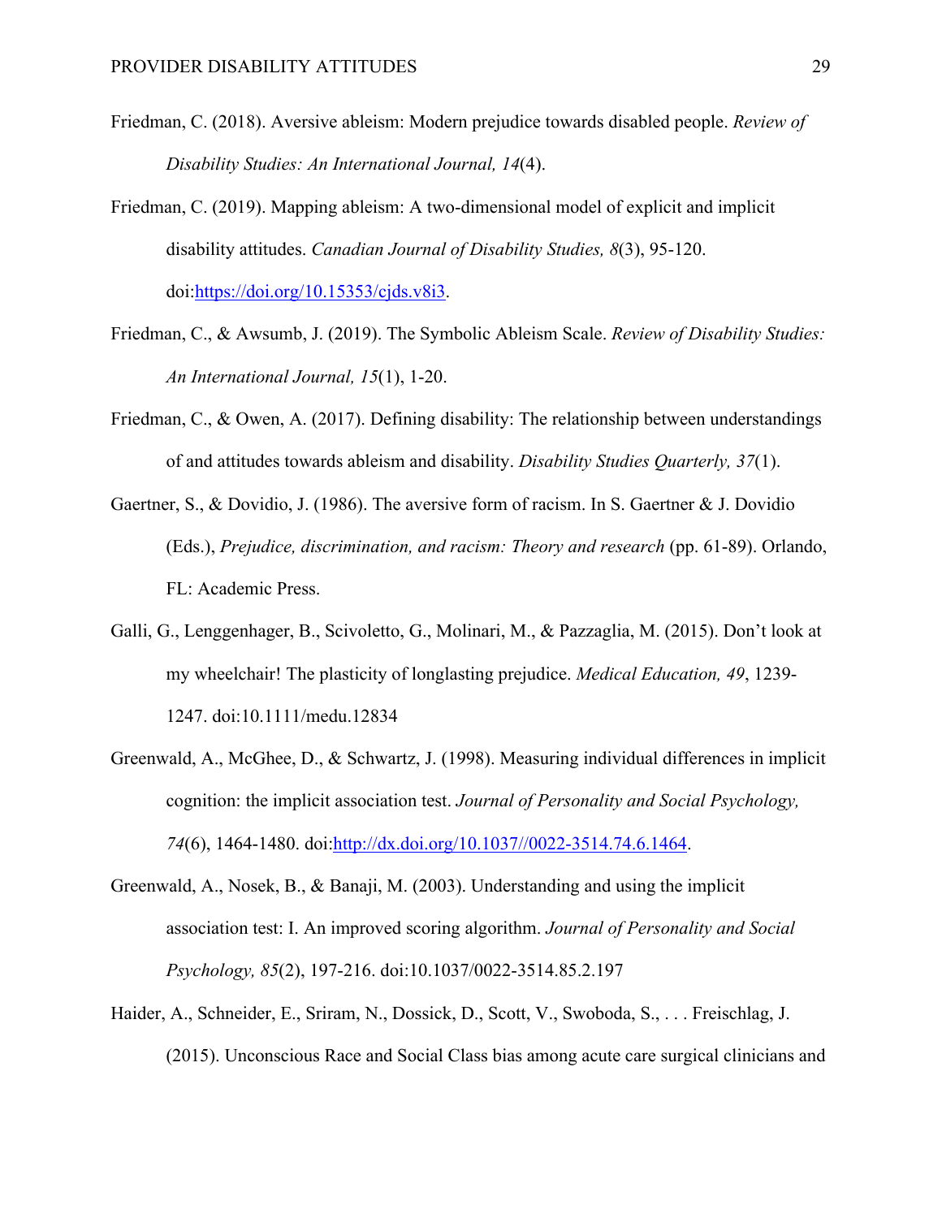Friedman, C. (2018). Aversive ableism: Modern prejudice towards disabled people. *Review of Disability Studies: An International Journal, 14*(4).

Friedman, C. (2019). Mapping ableism: A two-dimensional model of explicit and implicit disability attitudes. *Canadian Journal of Disability Studies, 8*(3), 95-120. doi:https://doi.org/10.15353/cjds.v8i3.

Friedman, C., & Awsumb, J. (2019). The Symbolic Ableism Scale. *Review of Disability Studies: An International Journal, 15*(1), 1-20.

Friedman, C., & Owen, A. (2017). Defining disability: The relationship between understandings of and attitudes towards ableism and disability. *Disability Studies Quarterly, 37*(1).

Gaertner, S., & Dovidio, J. (1986). The aversive form of racism. In S. Gaertner & J. Dovidio (Eds.), *Prejudice, discrimination, and racism: Theory and research* (pp. 61-89). Orlando, FL: Academic Press.

Galli, G., Lenggenhager, B., Scivoletto, G., Molinari, M., & Pazzaglia, M. (2015). Don't look at my wheelchair! The plasticity of longlasting prejudice. *Medical Education, 49*, 1239-1247. doi:10.1111/medu.12834

Greenwald, A., McGhee, D., & Schwartz, J. (1998). Measuring individual differences in implicit cognition: the implicit association test. *Journal of Personality and Social Psychology, 74*(6), 1464-1480. doi:http://dx.doi.org/10.1037//0022-3514.74.6.1464.

Greenwald, A., Nosek, B., & Banaji, M. (2003). Understanding and using the implicit association test: I. An improved scoring algorithm. *Journal of Personality and Social Psychology, 85*(2), 197-216. doi:10.1037/0022-3514.85.2.197

Haider, A., Schneider, E., Sriram, N., Dossick, D., Scott, V., Swoboda, S., . . . Freischlag, J. (2015). Unconscious Race and Social Class bias among acute care surgical clinicians and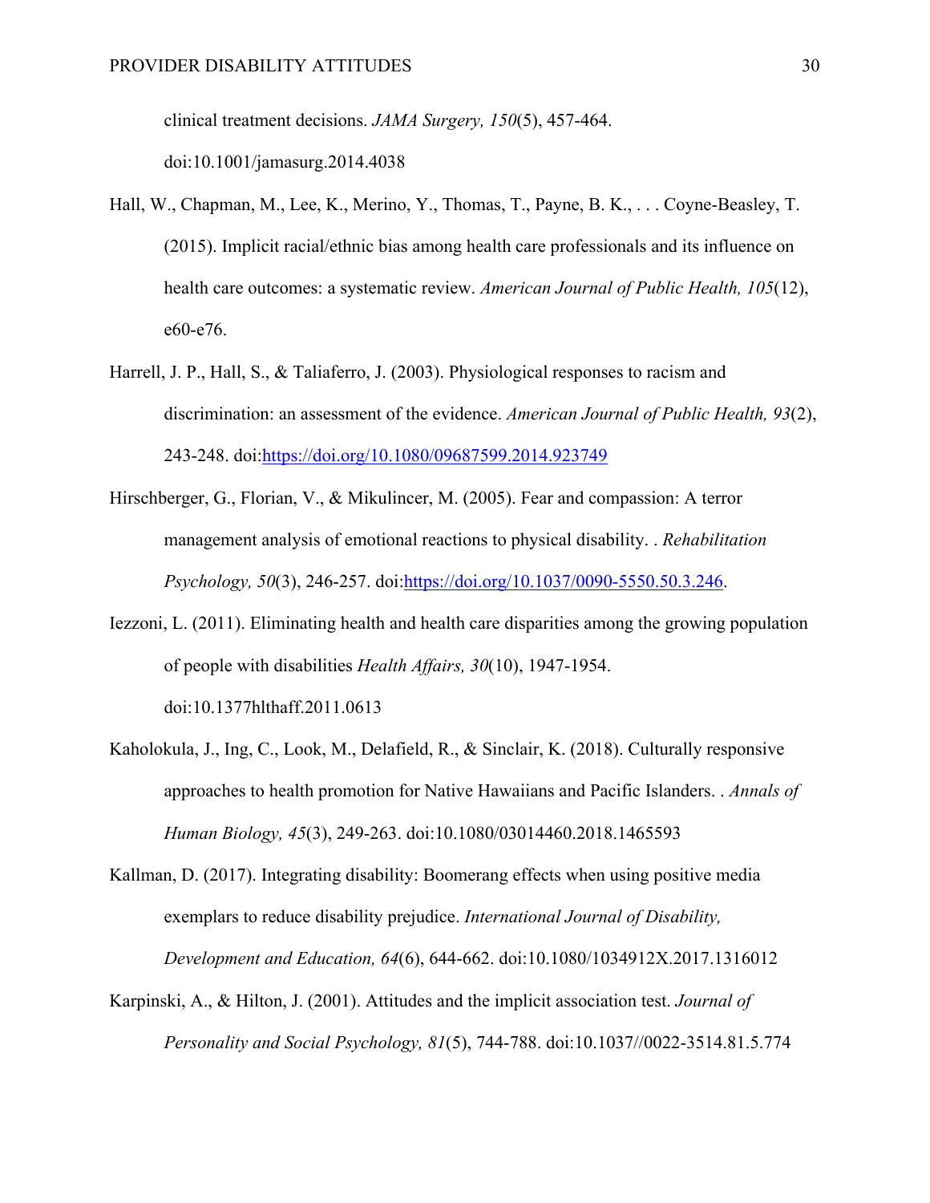clinical treatment decisions. *JAMA Surgery, 150*(5), 457-464. doi:10.1001/jamasurg.2014.4038

Hall, W., Chapman, M., Lee, K., Merino, Y., Thomas, T., Payne, B. K., . . . Coyne-Beasley, T. (2015). Implicit racial/ethnic bias among health care professionals and its influence on health care outcomes: a systematic review. *American Journal of Public Health, 105*(12), e60-e76.

Harrell, J. P., Hall, S., & Taliaferro, J. (2003). Physiological responses to racism and discrimination: an assessment of the evidence. *American Journal of Public Health, 93*(2), 243-248. doi:https://doi.org/10.1080/09687599.2014.923749

Hirschberger, G., Florian, V., & Mikulincer, M. (2005). Fear and compassion: A terror management analysis of emotional reactions to physical disability. . *Rehabilitation Psychology, 50*(3), 246-257. doi:https://doi.org/10.1037/0090-5550.50.3.246.

Iezzoni, L. (2011). Eliminating health and health care disparities among the growing population of people with disabilities *Health Affairs, 30*(10), 1947-1954. doi:10.1377hlthaff.2011.0613

Kaholokula, J., Ing, C., Look, M., Delafield, R., & Sinclair, K. (2018). Culturally responsive approaches to health promotion for Native Hawaiians and Pacific Islanders. . *Annals of Human Biology, 45*(3), 249-263. doi:10.1080/03014460.2018.1465593

Kallman, D. (2017). Integrating disability: Boomerang effects when using positive media exemplars to reduce disability prejudice. *International Journal of Disability, Development and Education, 64*(6), 644-662. doi:10.1080/1034912X.2017.1316012

Karpinski, A., & Hilton, J. (2001). Attitudes and the implicit association test. *Journal of Personality and Social Psychology, 81*(5), 744-788. doi:10.1037//0022-3514.81.5.774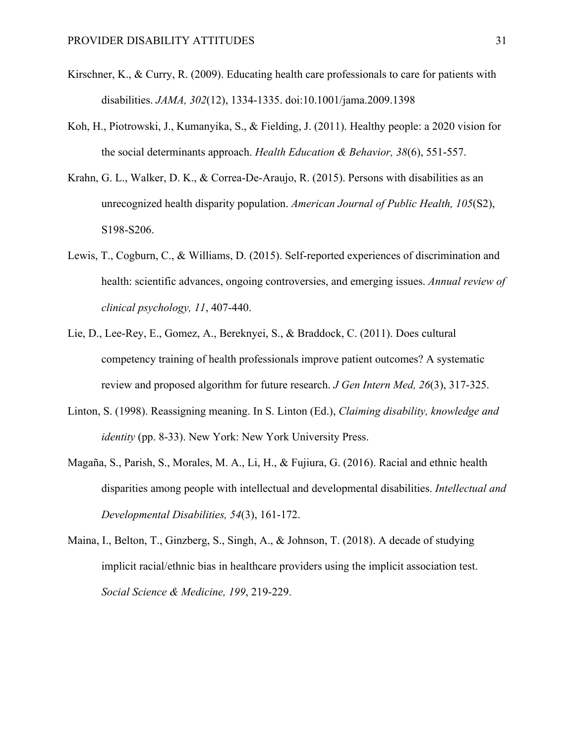Kirschner, K., & Curry, R. (2009). Educating health care professionals to care for patients with disabilities. *JAMA, 302*(12), 1334-1335. doi:10.1001/jama.2009.1398

Koh, H., Piotrowski, J., Kumanyika, S., & Fielding, J. (2011). Healthy people: a 2020 vision for the social determinants approach. *Health Education & Behavior, 38*(6), 551-557.

Krahn, G. L., Walker, D. K., & Correa-De-Araujo, R. (2015). Persons with disabilities as an unrecognized health disparity population. *American Journal of Public Health, 105*(S2), S198-S206.

Lewis, T., Cogburn, C., & Williams, D. (2015). Self-reported experiences of discrimination and health: scientific advances, ongoing controversies, and emerging issues. *Annual review of clinical psychology, 11*, 407-440.

Lie, D., Lee-Rey, E., Gomez, A., Bereknyei, S., & Braddock, C. (2011). Does cultural competency training of health professionals improve patient outcomes? A systematic review and proposed algorithm for future research. *J Gen Intern Med, 26*(3), 317-325.

Linton, S. (1998). Reassigning meaning. In S. Linton (Ed.), *Claiming disability, knowledge and identity* (pp. 8-33). New York: New York University Press.

Magaña, S., Parish, S., Morales, M. A., Li, H., & Fujiura, G. (2016). Racial and ethnic health disparities among people with intellectual and developmental disabilities. *Intellectual and Developmental Disabilities, 54*(3), 161-172.

Maina, I., Belton, T., Ginzberg, S., Singh, A., & Johnson, T. (2018). A decade of studying implicit racial/ethnic bias in healthcare providers using the implicit association test. *Social Science & Medicine, 199*, 219-229.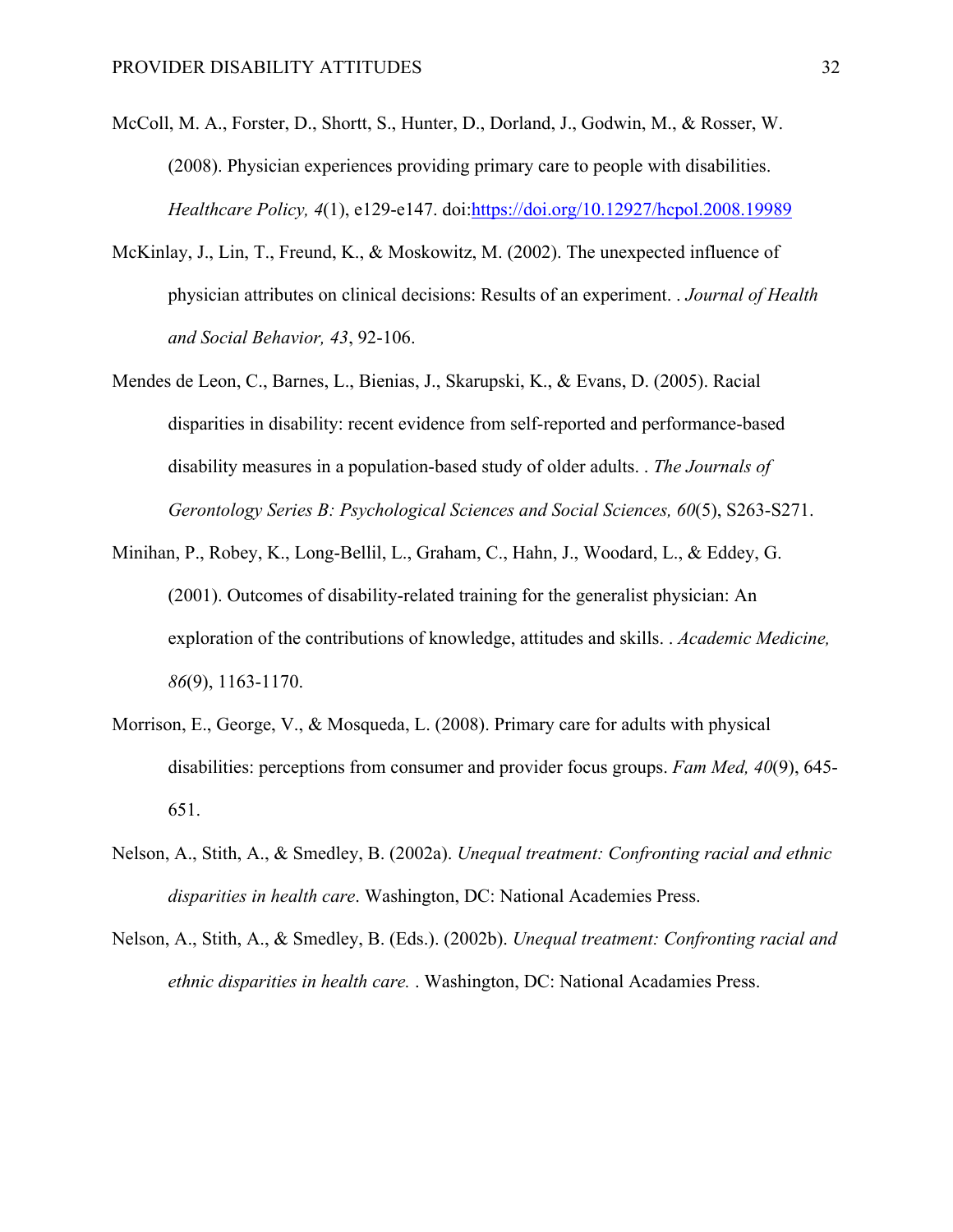McColl, M. A., Forster, D., Shortt, S., Hunter, D., Dorland, J., Godwin, M., & Rosser, W. (2008). Physician experiences providing primary care to people with disabilities. *Healthcare Policy, 4*(1), e129-e147. doi:https://doi.org/10.12927/hcpol.2008.19989

McKinlay, J., Lin, T., Freund, K., & Moskowitz, M. (2002). The unexpected influence of physician attributes on clinical decisions: Results of an experiment. . *Journal of Health and Social Behavior, 43*, 92-106.

Mendes de Leon, C., Barnes, L., Bienias, J., Skarupski, K., & Evans, D. (2005). Racial disparities in disability: recent evidence from self-reported and performance-based disability measures in a population-based study of older adults. . *The Journals of Gerontology Series B: Psychological Sciences and Social Sciences, 60*(5), S263-S271.

Minihan, P., Robey, K., Long-Bellil, L., Graham, C., Hahn, J., Woodard, L., & Eddey, G. (2001). Outcomes of disability-related training for the generalist physician: An exploration of the contributions of knowledge, attitudes and skills. . *Academic Medicine, 86*(9), 1163-1170.

Morrison, E., George, V., & Mosqueda, L. (2008). Primary care for adults with physical disabilities: perceptions from consumer and provider focus groups. *Fam Med, 40*(9), 645-651.

Nelson, A., Stith, A., & Smedley, B. (2002a). *Unequal treatment: Confronting racial and ethnic disparities in health care*. Washington, DC: National Academies Press.

Nelson, A., Stith, A., & Smedley, B. (Eds.). (2002b). *Unequal treatment: Confronting racial and ethnic disparities in health care.* . Washington, DC: National Acadamies Press.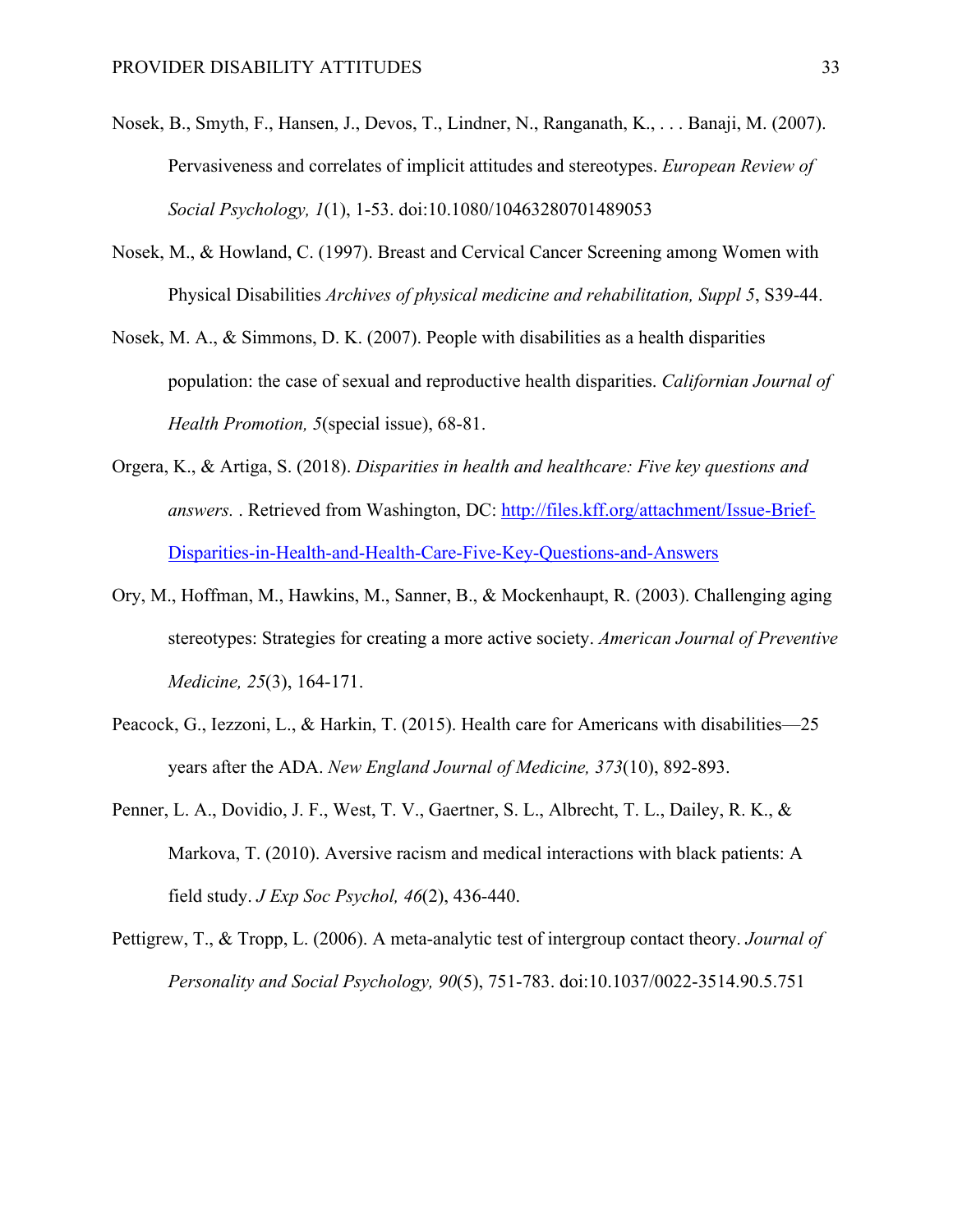Nosek, B., Smyth, F., Hansen, J., Devos, T., Lindner, N., Ranganath, K., . . . Banaji, M. (2007). Pervasiveness and correlates of implicit attitudes and stereotypes. *European Review of Social Psychology, 1*(1), 1-53. doi:10.1080/10463280701489053

Nosek, M., & Howland, C. (1997). Breast and Cervical Cancer Screening among Women with Physical Disabilities *Archives of physical medicine and rehabilitation, Suppl 5*, S39-44.

Nosek, M. A., & Simmons, D. K. (2007). People with disabilities as a health disparities population: the case of sexual and reproductive health disparities. *Californian Journal of Health Promotion, 5*(special issue), 68-81.

Orgera, K., & Artiga, S. (2018). *Disparities in health and healthcare: Five key questions and answers.* . Retrieved from Washington, DC: [http://files.kff.org/attachment/Issue-Brief-Disparities-in-Health-and-Health-Care-Five-Key-Questions-and-Answers](http://files.kff.org/attachment/Issue-Brief-Disparities-in-Health-and-Health-Care-Five-Key-Questions-and-Answers)

Ory, M., Hoffman, M., Hawkins, M., Sanner, B., & Mockenhaupt, R. (2003). Challenging aging stereotypes: Strategies for creating a more active society. *American Journal of Preventive Medicine, 25*(3), 164-171.

Peacock, G., Iezzoni, L., & Harkin, T. (2015). Health care for Americans with disabilities—25 years after the ADA. *New England Journal of Medicine, 373*(10), 892-893.

Penner, L. A., Dovidio, J. F., West, T. V., Gaertner, S. L., Albrecht, T. L., Dailey, R. K., & Markova, T. (2010). Aversive racism and medical interactions with black patients: A field study. *J Exp Soc Psychol, 46*(2), 436-440.

Pettigrew, T., & Tropp, L. (2006). A meta-analytic test of intergroup contact theory. *Journal of Personality and Social Psychology, 90*(5), 751-783. doi:10.1037/0022-3514.90.5.751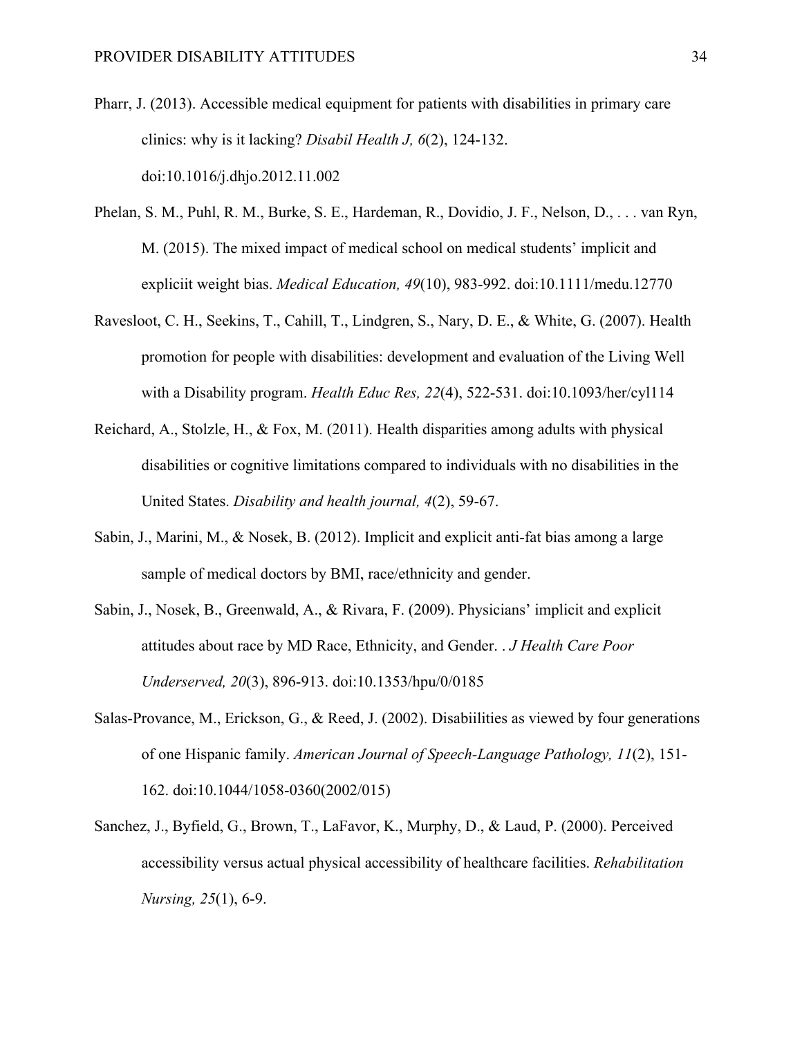Pharr, J. (2013). Accessible medical equipment for patients with disabilities in primary care clinics: why is it lacking? *Disabil Health J, 6*(2), 124-132. doi:10.1016/j.dhjo.2012.11.002

Phelan, S. M., Puhl, R. M., Burke, S. E., Hardeman, R., Dovidio, J. F., Nelson, D., . . . van Ryn, M. (2015). The mixed impact of medical school on medical students' implicit and expliciit weight bias. *Medical Education, 49*(10), 983-992. doi:10.1111/medu.12770

Ravesloot, C. H., Seekins, T., Cahill, T., Lindgren, S., Nary, D. E., & White, G. (2007). Health promotion for people with disabilities: development and evaluation of the Living Well with a Disability program. *Health Educ Res, 22*(4), 522-531. doi:10.1093/her/cyl114

Reichard, A., Stolzle, H., & Fox, M. (2011). Health disparities among adults with physical disabilities or cognitive limitations compared to individuals with no disabilities in the United States. *Disability and health journal, 4*(2), 59-67.

Sabin, J., Marini, M., & Nosek, B. (2012). Implicit and explicit anti-fat bias among a large sample of medical doctors by BMI, race/ethnicity and gender.

Sabin, J., Nosek, B., Greenwald, A., & Rivara, F. (2009). Physicians' implicit and explicit attitudes about race by MD Race, Ethnicity, and Gender. . *J Health Care Poor Underserved, 20*(3), 896-913. doi:10.1353/hpu/0/0185

Salas-Provance, M., Erickson, G., & Reed, J. (2002). Disabiilities as viewed by four generations of one Hispanic family. *American Journal of Speech-Language Pathology, 11*(2), 151-162. doi:10.1044/1058-0360(2002/015)

Sanchez, J., Byfield, G., Brown, T., LaFavor, K., Murphy, D., & Laud, P. (2000). Perceived accessibility versus actual physical accessibility of healthcare facilities. *Rehabilitation Nursing, 25*(1), 6-9.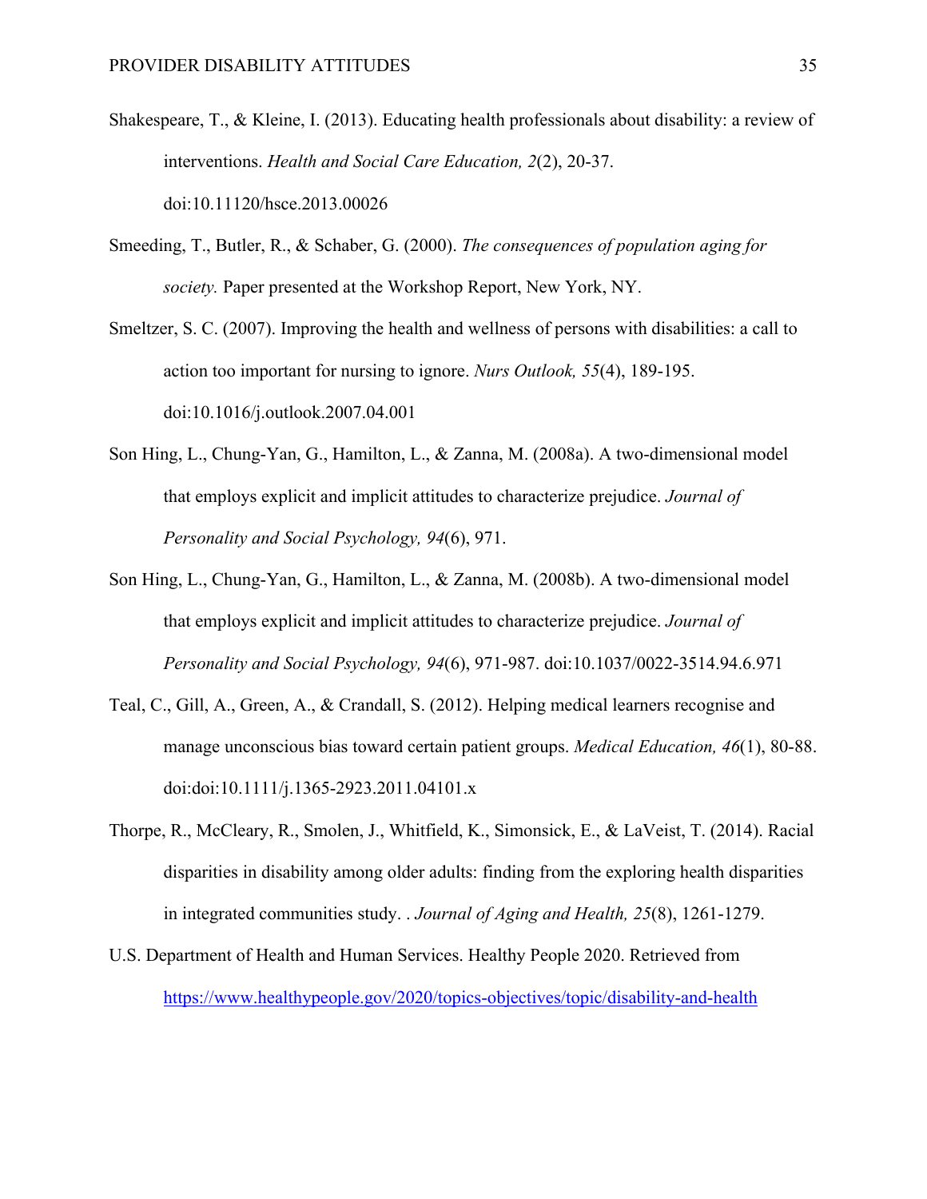Shakespeare, T., & Kleine, I. (2013). Educating health professionals about disability: a review of interventions. *Health and Social Care Education, 2*(2), 20-37. doi:10.11120/hsce.2013.00026

Smeeding, T., Butler, R., & Schaber, G. (2000). *The consequences of population aging for society.* Paper presented at the Workshop Report, New York, NY.

Smeltzer, S. C. (2007). Improving the health and wellness of persons with disabilities: a call to action too important for nursing to ignore. *Nurs Outlook, 55*(4), 189-195. doi:10.1016/j.outlook.2007.04.001

Son Hing, L., Chung-Yan, G., Hamilton, L., & Zanna, M. (2008a). A two-dimensional model that employs explicit and implicit attitudes to characterize prejudice. *Journal of Personality and Social Psychology, 94*(6), 971.

Son Hing, L., Chung-Yan, G., Hamilton, L., & Zanna, M. (2008b). A two-dimensional model that employs explicit and implicit attitudes to characterize prejudice. *Journal of Personality and Social Psychology, 94*(6), 971-987. doi:10.1037/0022-3514.94.6.971

Teal, C., Gill, A., Green, A., & Crandall, S. (2012). Helping medical learners recognise and manage unconscious bias toward certain patient groups. *Medical Education, 46*(1), 80-88. doi:doi:10.1111/j.1365-2923.2011.04101.x

Thorpe, R., McCleary, R., Smolen, J., Whitfield, K., Simonsick, E., & LaVeist, T. (2014). Racial disparities in disability among older adults: finding from the exploring health disparities in integrated communities study. . *Journal of Aging and Health, 25*(8), 1261-1279.

U.S. Department of Health and Human Services. Healthy People 2020. Retrieved from https://www.healthypeople.gov/2020/topics-objectives/topic/disability-and-health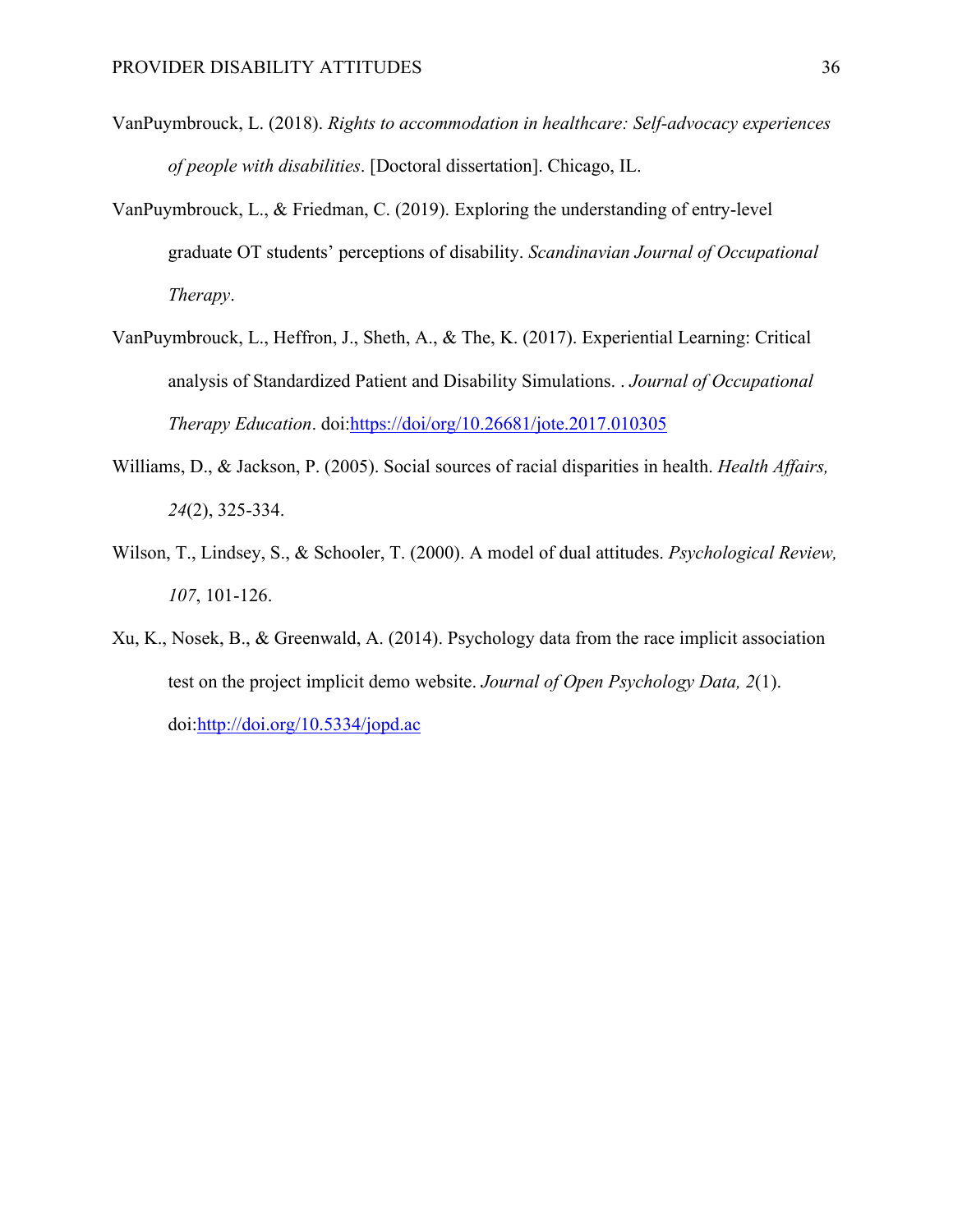VanPuymbrouck, L. (2018). *Rights to accommodation in healthcare: Self-advocacy experiences of people with disabilities*. [Doctoral dissertation]. Chicago, IL.

VanPuymbrouck, L., & Friedman, C. (2019). Exploring the understanding of entry-level graduate OT students' perceptions of disability. *Scandinavian Journal of Occupational Therapy*.

VanPuymbrouck, L., Heffron, J., Sheth, A., & The, K. (2017). Experiential Learning: Critical analysis of Standardized Patient and Disability Simulations. . *Journal of Occupational Therapy Education*. doi:https://doi/org/10.26681/jote.2017.010305

Williams, D., & Jackson, P. (2005). Social sources of racial disparities in health. *Health Affairs, 24*(2), 325-334.

Wilson, T., Lindsey, S., & Schooler, T. (2000). A model of dual attitudes. *Psychological Review, 107*, 101-126.

Xu, K., Nosek, B., & Greenwald, A. (2014). Psychology data from the race implicit association test on the project implicit demo website. *Journal of Open Psychology Data, 2*(1). doi:http://doi.org/10.5334/jopd.ac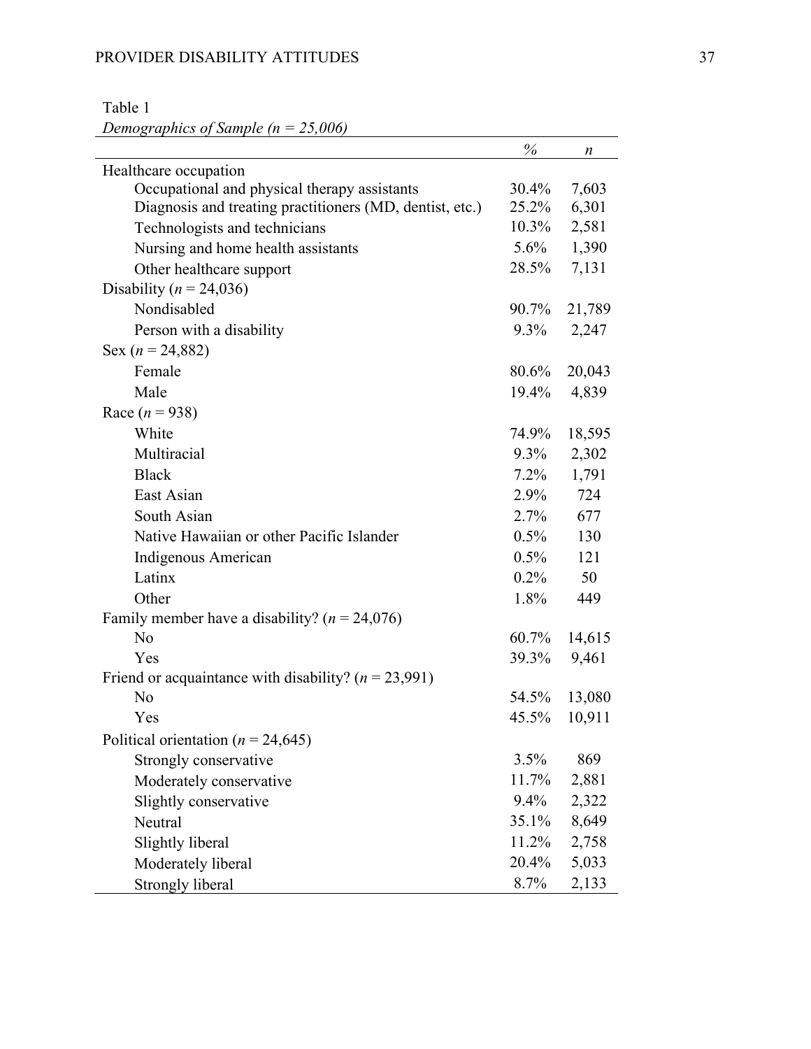Table 1

*Demographics of Sample (n = 25,006)*

| | % | *n* |
|---|---|---|
| Healthcare occupation | | |
| Occupational and physical therapy assistants | 30.4% | 7,603 |
| Diagnosis and treating practitioners (MD, dentist, etc.) | 25.2% | 6,301 |
| Technologists and technicians | 10.3% | 2,581 |
| Nursing and home health assistants | 5.6% | 1,390 |
| Other healthcare support | 28.5% | 7,131 |
| Disability (*n* = 24,036) | | |
| Nondisabled | 90.7% | 21,789 |
| Person with a disability | 9.3% | 2,247 |
| Sex (*n* = 24,882) | | |
| Female | 80.6% | 20,043 |
| Male | 19.4% | 4,839 |
| Race (*n* = 938) | | |
| White | 74.9% | 18,595 |
| Multiracial | 9.3% | 2,302 |
| Black | 7.2% | 1,791 |
| East Asian | 2.9% | 724 |
| South Asian | 2.7% | 677 |
| Native Hawaiian or other Pacific Islander | 0.5% | 130 |
| Indigenous American | 0.5% | 121 |
| Latinx | 0.2% | 50 |
| Other | 1.8% | 449 |
| Family member have a disability? (*n* = 24,076) | | |
| No | 60.7% | 14,615 |
| Yes | 39.3% | 9,461 |
| Friend or acquaintance with disability? (*n* = 23,991) | | |
| No | 54.5% | 13,080 |
| Yes | 45.5% | 10,911 |
| Political orientation (*n* = 24,645) | | |
| Strongly conservative | 3.5% | 869 |
| Moderately conservative | 11.7% | 2,881 |
| Slightly conservative | 9.4% | 2,322 |
| Neutral | 35.1% | 8,649 |
| Slightly liberal | 11.2% | 2,758 |
| Moderately liberal | 20.4% | 5,033 |
| Strongly liberal | 8.7% | 2,133 |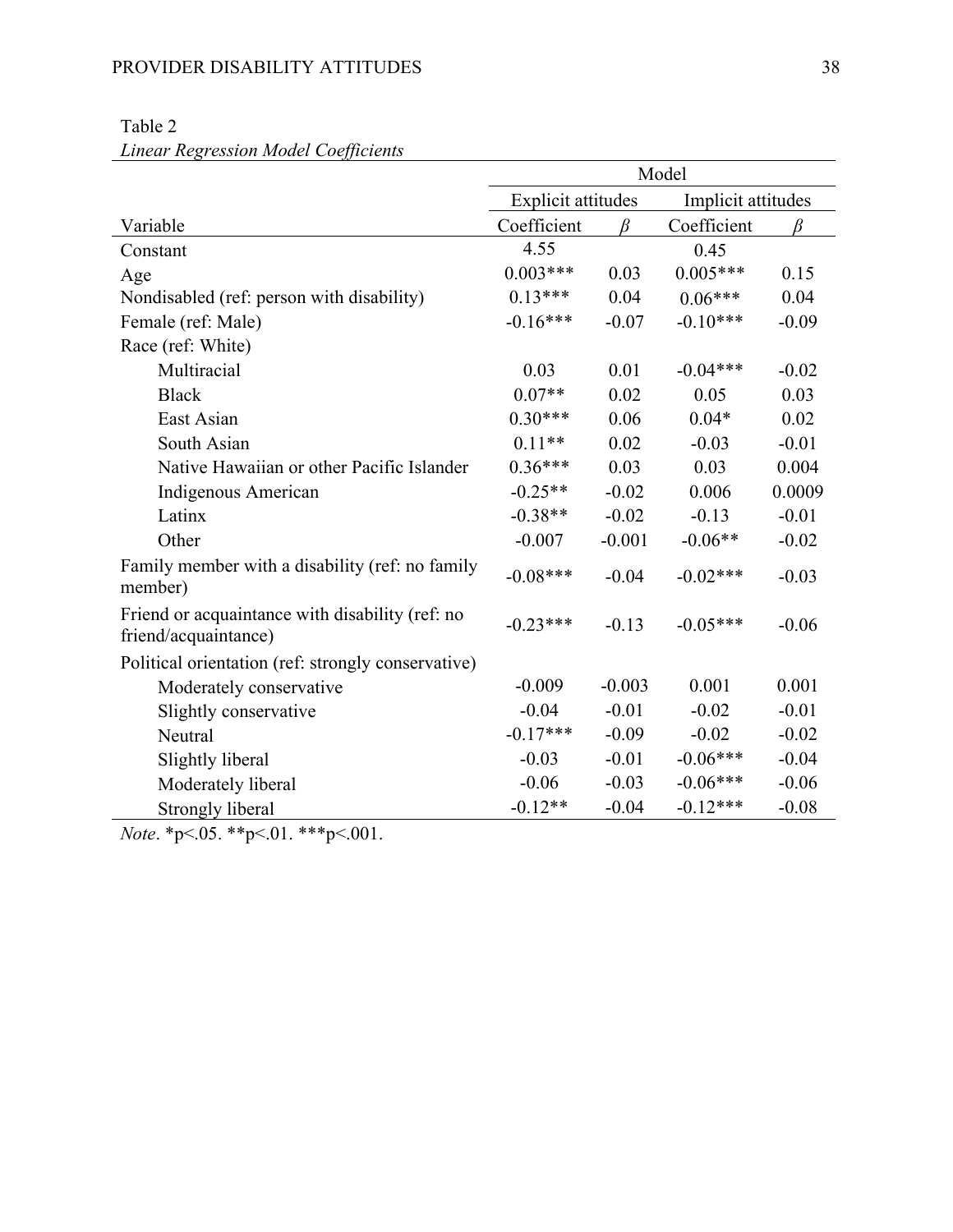Table 2

*Linear Regression Model Coefficients*

| | Model | | | |
|---|---|---|---|---|
| | Explicit attitudes | | Implicit attitudes | |
| Variable | Coefficient | $\beta$ | Coefficient | $\beta$ |
| Constant | 4.55 | | 0.45 | |
| Age | 0.003*** | 0.03 | 0.005*** | 0.15 |
| Nondisabled (ref: person with disability) | 0.13*** | 0.04 | 0.06*** | 0.04 |
| Female (ref: Male) | -0.16*** | -0.07 | -0.10*** | -0.09 |
| Race (ref: White) | | | | |
| Multiracial | 0.03 | 0.01 | -0.04*** | -0.02 |
| Black | 0.07** | 0.02 | 0.05 | 0.03 |
| East Asian | 0.30*** | 0.06 | 0.04* | 0.02 |
| South Asian | 0.11** | 0.02 | -0.03 | -0.01 |
| Native Hawaiian or other Pacific Islander | 0.36*** | 0.03 | 0.03 | 0.004 |
| Indigenous American | -0.25** | -0.02 | 0.006 | 0.0009 |
| Latinx | -0.38** | -0.02 | -0.13 | -0.01 |
| Other | -0.007 | -0.001 | -0.06** | -0.02 |
| Family member with a disability (ref: no family member) | -0.08*** | -0.04 | -0.02*** | -0.03 |
| Friend or acquaintance with disability (ref: no friend/acquaintance) | -0.23*** | -0.13 | -0.05*** | -0.06 |
| Political orientation (ref: strongly conservative) | | | | |
| Moderately conservative | -0.009 | -0.003 | 0.001 | 0.001 |
| Slightly conservative | -0.04 | -0.01 | -0.02 | -0.01 |
| Neutral | -0.17*** | -0.09 | -0.02 | -0.02 |
| Slightly liberal | -0.03 | -0.01 | -0.06*** | -0.04 |
| Moderately liberal | -0.06 | -0.03 | -0.06*** | -0.06 |
| Strongly liberal | -0.12** | -0.04 | -0.12*** | -0.08 |

*Note*. *p<.05. **p<.01. ***p<.001.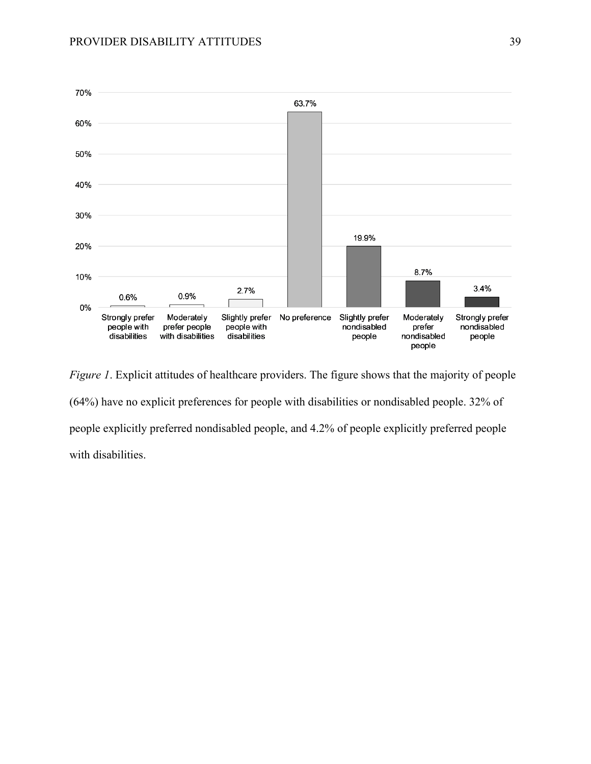*Figure 1*. Explicit attitudes of healthcare providers. The figure shows that the majority of people (64%) have no explicit preferences for people with disabilities or nondisabled people. 32% of people explicitly preferred nondisabled people, and 4.2% of people explicitly preferred people with disabilities.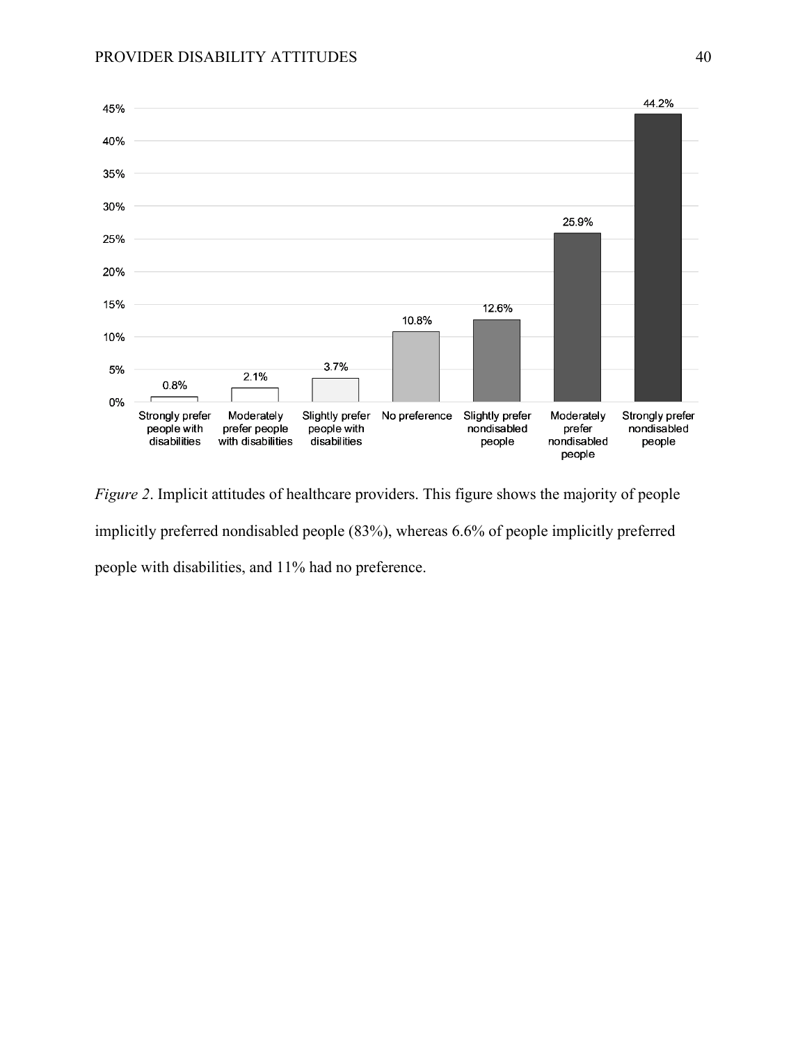*Figure 2*. Implicit attitudes of healthcare providers. This figure shows the majority of people implicitly preferred nondisabled people (83%), whereas 6.6% of people implicitly preferred people with disabilities, and 11% had no preference.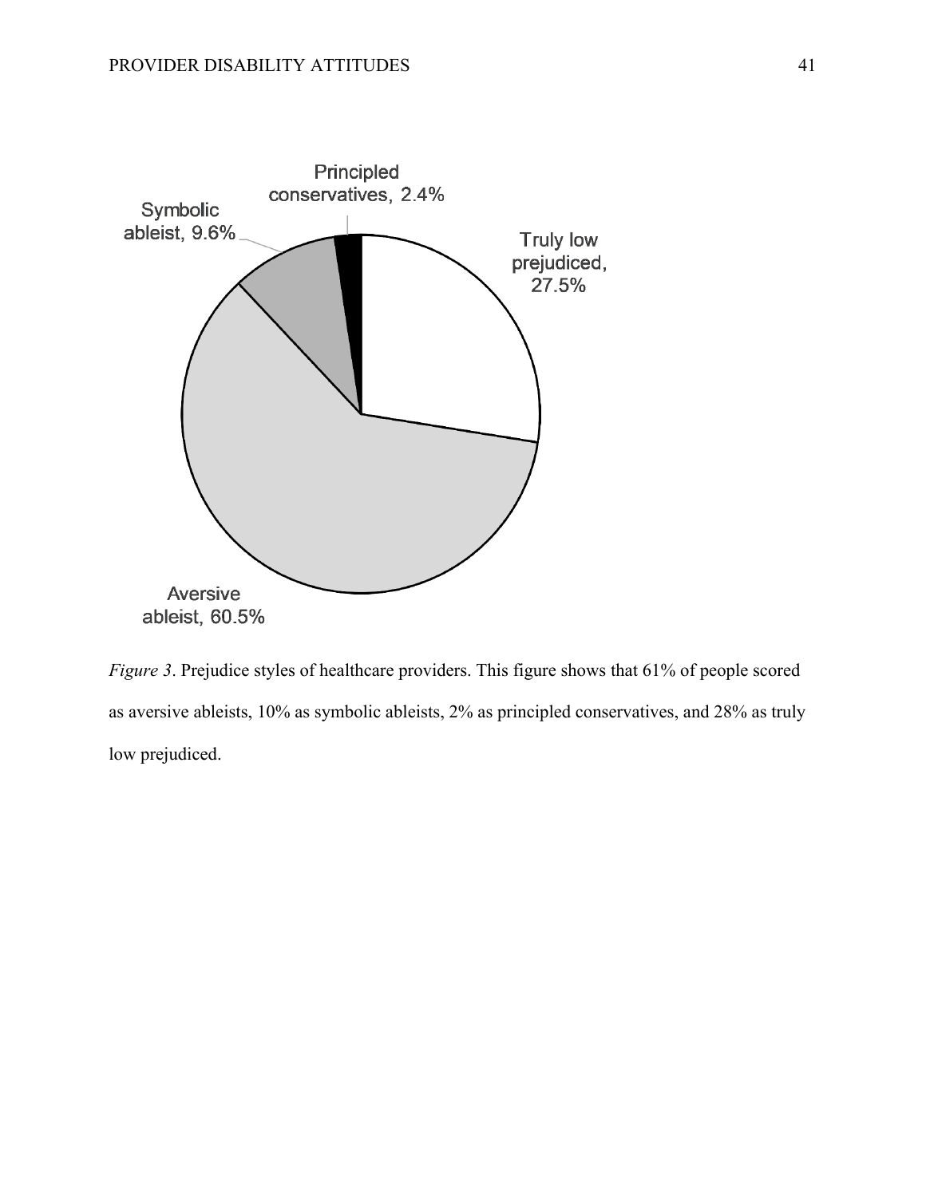Principled conservatives, 2.4%

Symbolic ableist, 9.6%

Truly low prejudiced, 27.5%

Aversive ableist, 60.5%

*Figure 3*. Prejudice styles of healthcare providers. This figure shows that 61% of people scored as aversive ableists, 10% as symbolic ableists, 2% as principled conservatives, and 28% as truly low prejudiced.